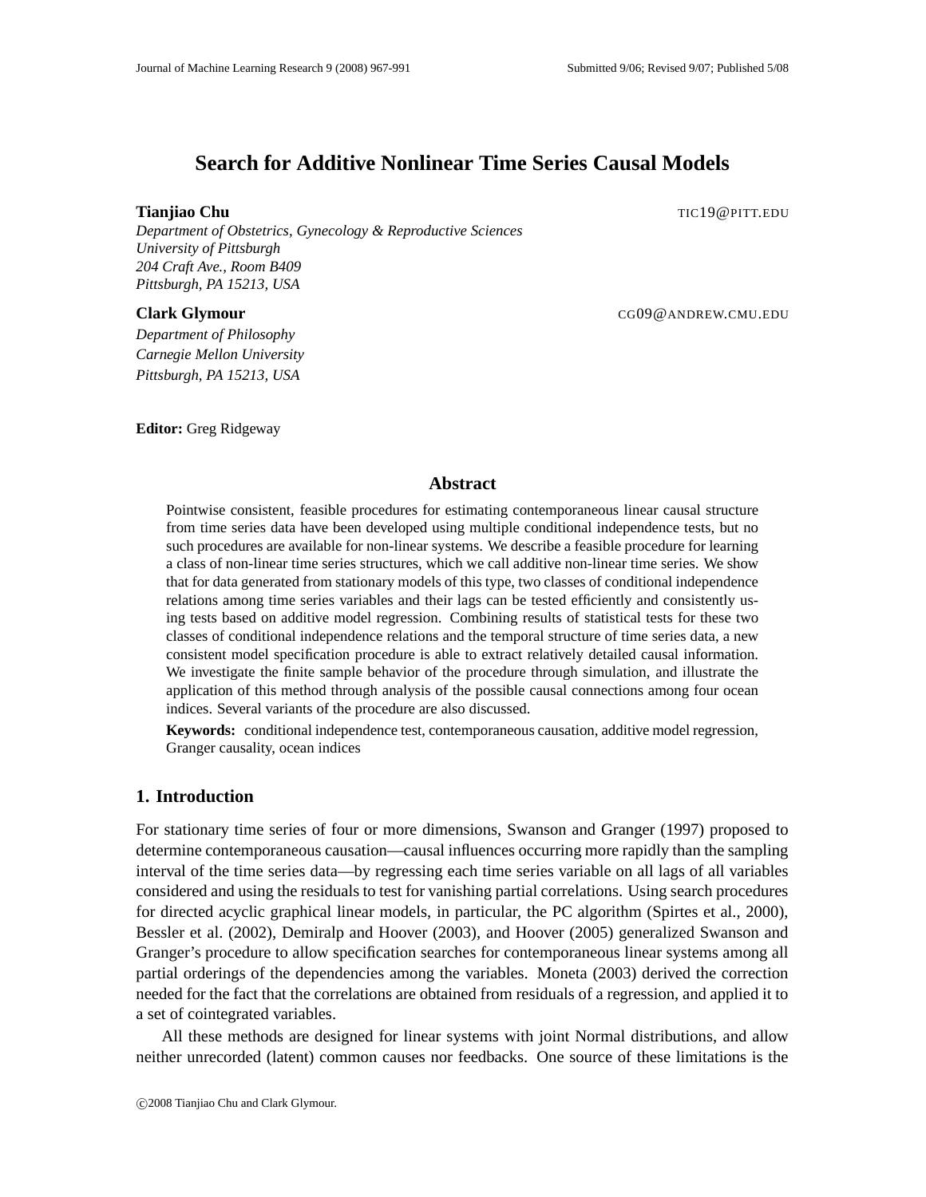# Search for Additive Nonlinear Time Series Causal Models

**Tianjiao Chu** TIC19@PITT.EDU

*Department of Obstetrics, Gynecology & Reproductive Sciences*
*University of Pittsburgh*
*204 Craft Ave., Room B409*
*Pittsburgh, PA 15213, USA*

**Clark Glymour** CG09@ANDREW.CMU.EDU

*Department of Philosophy*
*Carnegie Mellon University*
*Pittsburgh, PA 15213, USA*

**Editor:** Greg Ridgeway

## Abstract

Pointwise consistent, feasible procedures for estimating contemporaneous linear causal structure from time series data have been developed using multiple conditional independence tests, but no such procedures are available for non-linear systems. We describe a feasible procedure for learning a class of non-linear time series structures, which we call additive non-linear time series. We show that for data generated from stationary models of this type, two classes of conditional independence relations among time series variables and their lags can be tested efficiently and consistently using tests based on additive model regression. Combining results of statistical tests for these two classes of conditional independence relations and the temporal structure of time series data, a new consistent model specification procedure is able to extract relatively detailed causal information. We investigate the finite sample behavior of the procedure through simulation, and illustrate the application of this method through analysis of the possible causal connections among four ocean indices. Several variants of the procedure are also discussed.

**Keywords:** conditional independence test, contemporaneous causation, additive model regression, Granger causality, ocean indices

## 1. Introduction

For stationary time series of four or more dimensions, Swanson and Granger (1997) proposed to determine contemporaneous causation—causal influences occurring more rapidly than the sampling interval of the time series data—by regressing each time series variable on all lags of all variables considered and using the residuals to test for vanishing partial correlations. Using search procedures for directed acyclic graphical linear models, in particular, the PC algorithm (Spirtes et al., 2000), Bessler et al. (2002), Demiralp and Hoover (2003), and Hoover (2005) generalized Swanson and Granger's procedure to allow specification searches for contemporaneous linear systems among all partial orderings of the dependencies among the variables. Moneta (2003) derived the correction needed for the fact that the correlations are obtained from residuals of a regression, and applied it to a set of cointegrated variables.

All these methods are designed for linear systems with joint Normal distributions, and allow neither unrecorded (latent) common causes nor feedbacks. One source of these limitations is the

©2008 Tianjiao Chu and Clark Glymour.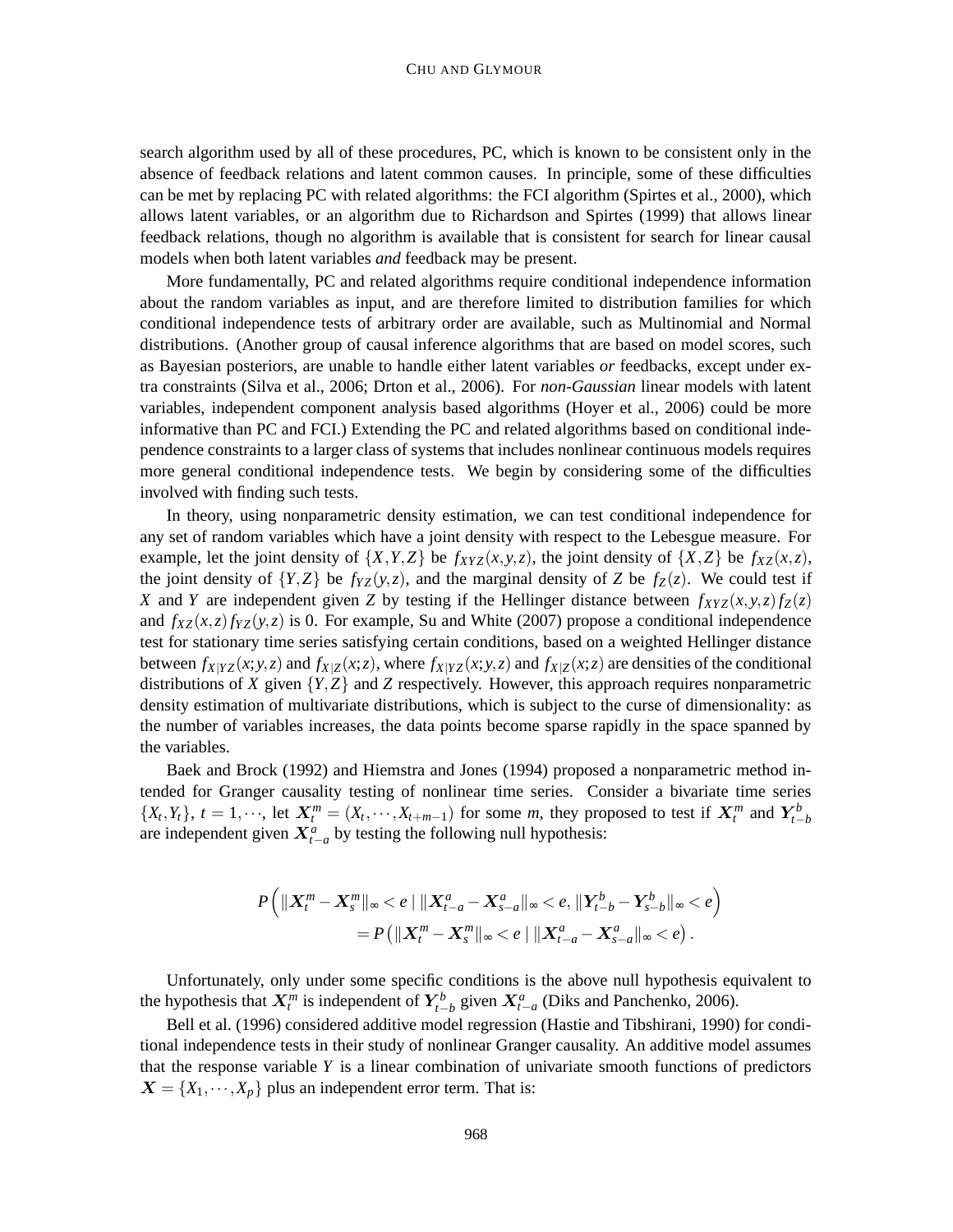search algorithm used by all of these procedures, PC, which is known to be consistent only in the absence of feedback relations and latent common causes. In principle, some of these difficulties can be met by replacing PC with related algorithms: the FCI algorithm (Spirtes et al., 2000), which allows latent variables, or an algorithm due to Richardson and Spirtes (1999) that allows linear feedback relations, though no algorithm is available that is consistent for search for linear causal models when both latent variables *and* feedback may be present.

More fundamentally, PC and related algorithms require conditional independence information about the random variables as input, and are therefore limited to distribution families for which conditional independence tests of arbitrary order are available, such as Multinomial and Normal distributions. (Another group of causal inference algorithms that are based on model scores, such as Bayesian posteriors, are unable to handle either latent variables *or* feedbacks, except under extra constraints (Silva et al., 2006; Drton et al., 2006). For *non-Gaussian* linear models with latent variables, independent component analysis based algorithms (Hoyer et al., 2006) could be more informative than PC and FCI.) Extending the PC and related algorithms based on conditional independence constraints to a larger class of systems that includes nonlinear continuous models requires more general conditional independence tests. We begin by considering some of the difficulties involved with finding such tests.

In theory, using nonparametric density estimation, we can test conditional independence for any set of random variables which have a joint density with respect to the Lebesgue measure. For example, let the joint density of $\{X,Y,Z\}$ be $f_{XYZ}(x,y,z)$, the joint density of $\{X,Z\}$ be $f_{XZ}(x,z)$, the joint density of $\{Y,Z\}$ be $f_{YZ}(y,z)$, and the marginal density of $Z$ be $f_Z(z)$. We could test if $X$ and $Y$ are independent given $Z$ by testing if the Hellinger distance between $f_{XYZ}(x,y,z)f_Z(z)$ and $f_{XZ}(x,z)f_{YZ}(y,z)$ is 0. For example, Su and White (2007) propose a conditional independence test for stationary time series satisfying certain conditions, based on a weighted Hellinger distance between $f_{X|YZ}(x;y,z)$ and $f_{X|Z}(x;z)$, where $f_{X|YZ}(x;y,z)$ and $f_{X|Z}(x;z)$ are densities of the conditional distributions of $X$ given $\{Y,Z\}$ and $Z$ respectively. However, this approach requires nonparametric density estimation of multivariate distributions, which is subject to the curse of dimensionality: as the number of variables increases, the data points become sparse rapidly in the space spanned by the variables.

Baek and Brock (1992) and Hiemstra and Jones (1994) proposed a nonparametric method intended for Granger causality testing of nonlinear time series. Consider a bivariate time series $\{X_t, Y_t\}$, $t = 1, \cdots$, let $\boldsymbol{X}_t^m = (X_t, \cdots, X_{t+m-1})$ for some $m$, they proposed to test if $\boldsymbol{X}_t^m$ and $\boldsymbol{Y}_{t-b}^b$ are independent given $\boldsymbol{X}_{t-a}^a$ by testing the following null hypothesis:

$$
\begin{aligned}
P\Big(\|\boldsymbol{X}_t^m - \boldsymbol{X}_s^m\|_\infty < e \mid \|\boldsymbol{X}_{t-a}^a - \boldsymbol{X}_{s-a}^a\|_\infty < e, \|\boldsymbol{Y}_{t-b}^b - \boldsymbol{Y}_{s-b}^b\|_\infty < e\Big) \\
= P\left(\|\boldsymbol{X}_t^m - \boldsymbol{X}_s^m\|_\infty < e \mid \|\boldsymbol{X}_{t-a}^a - \boldsymbol{X}_{s-a}^a\|_\infty < e\right).
\end{aligned}
$$

Unfortunately, only under some specific conditions is the above null hypothesis equivalent to the hypothesis that $\boldsymbol{X}_t^m$ is independent of $\boldsymbol{Y}_{t-b}^b$ given $\boldsymbol{X}_{t-a}^a$ (Diks and Panchenko, 2006).

Bell et al. (1996) considered additive model regression (Hastie and Tibshirani, 1990) for conditional independence tests in their study of nonlinear Granger causality. An additive model assumes that the response variable $Y$ is a linear combination of univariate smooth functions of predictors $\boldsymbol{X} = \{X_1, \cdots, X_p\}$ plus an independent error term. That is: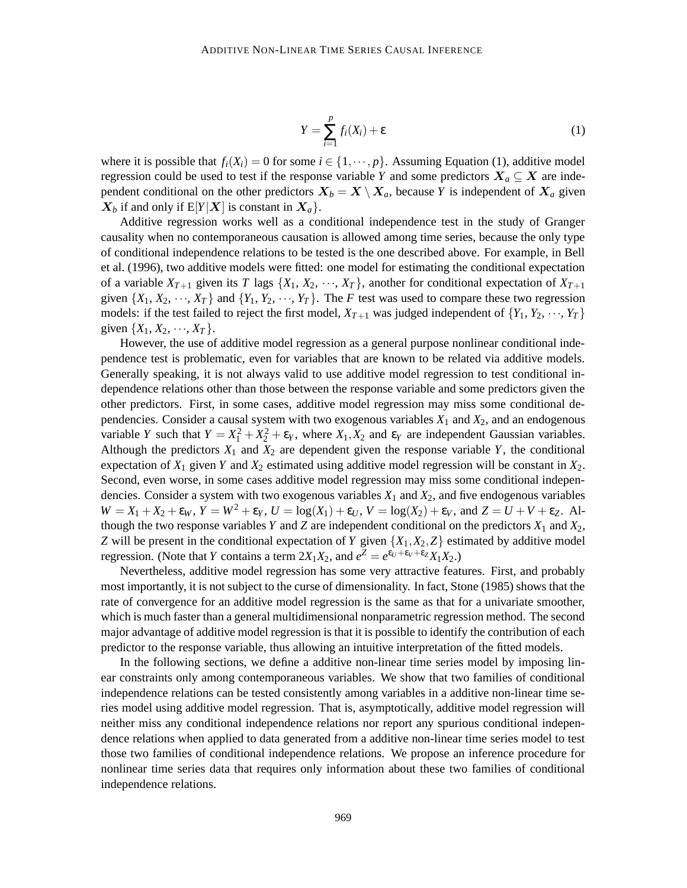$$Y = \sum_{i=1}^{p} f_i(X_i) + \varepsilon \tag{1}$$

where it is possible that $f_i(X_i) = 0$ for some $i \in \{1, \cdots, p\}$. Assuming Equation (1), additive model regression could be used to test if the response variable $Y$ and some predictors $\boldsymbol{X}_a \subseteq \boldsymbol{X}$ are independent conditional on the other predictors $\boldsymbol{X}_b = \boldsymbol{X} \setminus \boldsymbol{X}_a$, because $Y$ is independent of $\boldsymbol{X}_a$ given $\boldsymbol{X}_b$ if and only if $\mathrm{E}[Y|\boldsymbol{X}]$ is constant in $\boldsymbol{X}_a\}$.

Additive regression works well as a conditional independence test in the study of Granger causality when no contemporaneous causation is allowed among time series, because the only type of conditional independence relations to be tested is the one described above. For example, in Bell et al. (1996), two additive models were fitted: one model for estimating the conditional expectation of a variable $X_{T+1}$ given its $T$ lags $\{X_1, X_2, \cdots, X_T\}$, another for conditional expectation of $X_{T+1}$ given $\{X_1, X_2, \cdots, X_T\}$ and $\{Y_1, Y_2, \cdots, Y_T\}$. The $F$ test was used to compare these two regression models: if the test failed to reject the first model, $X_{T+1}$ was judged independent of $\{Y_1, Y_2, \cdots, Y_T\}$ given $\{X_1, X_2, \cdots, X_T\}$.

However, the use of additive model regression as a general purpose nonlinear conditional independence test is problematic, even for variables that are known to be related via additive models. Generally speaking, it is not always valid to use additive model regression to test conditional independence relations other than those between the response variable and some predictors given the other predictors. First, in some cases, additive model regression may miss some conditional dependencies. Consider a causal system with two exogenous variables $X_1$ and $X_2$, and an endogenous variable $Y$ such that $Y = X_1^2 + X_2^2 + \varepsilon_Y$, where $X_1, X_2$ and $\varepsilon_Y$ are independent Gaussian variables. Although the predictors $X_1$ and $X_2$ are dependent given the response variable $Y$, the conditional expectation of $X_1$ given $Y$ and $X_2$ estimated using additive model regression will be constant in $X_2$. Second, even worse, in some cases additive model regression may miss some conditional independencies. Consider a system with two exogenous variables $X_1$ and $X_2$, and five endogenous variables $W = X_1 + X_2 + \varepsilon_W$, $Y = W^2 + \varepsilon_Y$, $U = \log(X_1) + \varepsilon_U$, $V = \log(X_2) + \varepsilon_V$, and $Z = U + V + \varepsilon_Z$. Although the two response variables $Y$ and $Z$ are independent conditional on the predictors $X_1$ and $X_2$, $Z$ will be present in the conditional expectation of $Y$ given $\{X_1, X_2, Z\}$ estimated by additive model regression. (Note that $Y$ contains a term $2X_1X_2$, and $e^Z = e^{\varepsilon_U + \varepsilon_V + \varepsilon_Z} X_1 X_2$.)

Nevertheless, additive model regression has some very attractive features. First, and probably most importantly, it is not subject to the curse of dimensionality. In fact, Stone (1985) shows that the rate of convergence for an additive model regression is the same as that for a univariate smoother, which is much faster than a general multidimensional nonparametric regression method. The second major advantage of additive model regression is that it is possible to identify the contribution of each predictor to the response variable, thus allowing an intuitive interpretation of the fitted models.

In the following sections, we define a additive non-linear time series model by imposing linear constraints only among contemporaneous variables. We show that two families of conditional independence relations can be tested consistently among variables in a additive non-linear time series model using additive model regression. That is, asymptotically, additive model regression will neither miss any conditional independence relations nor report any spurious conditional independence relations when applied to data generated from a additive non-linear time series model to test those two families of conditional independence relations. We propose an inference procedure for nonlinear time series data that requires only information about these two families of conditional independence relations.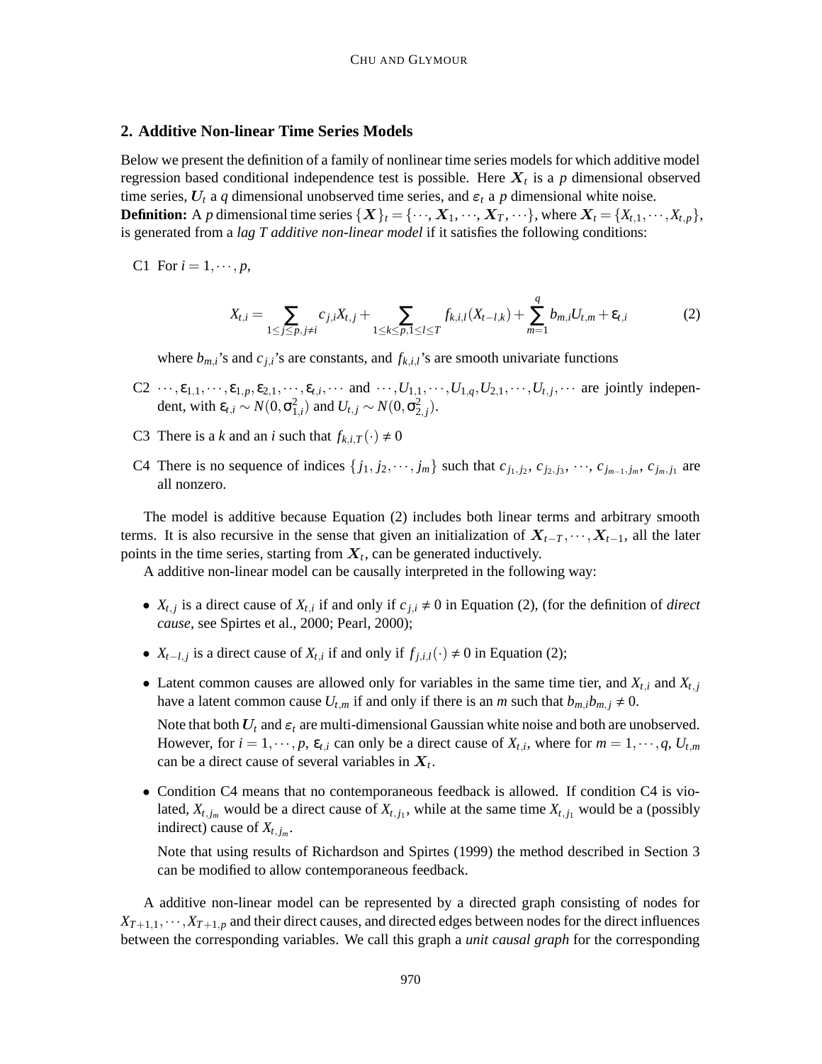## 2. Additive Non-linear Time Series Models

Below we present the definition of a family of nonlinear time series models for which additive model regression based conditional independence test is possible. Here $\boldsymbol{X}_t$ is a $p$ dimensional observed time series, $\boldsymbol{U}_t$ a $q$ dimensional unobserved time series, and $\varepsilon_t$ a $p$ dimensional white noise.

**Definition:** A $p$ dimensional time series $\{\boldsymbol{X}\}_t = \{\cdots, \boldsymbol{X}_1, \cdots, \boldsymbol{X}_T, \cdots\}$, where $\boldsymbol{X}_t = \{X_{t,1}, \cdots, X_{t,p}\}$, is generated from a *lag T additive non-linear model* if it satisfies the following conditions:

C1 For $i = 1, \cdots, p$,

$$X_{t,i} = \sum_{1 \le j \le p, j \ne i} c_{j,i} X_{t,j} + \sum_{1 \le k \le p, 1 \le l \le T} f_{k,i,l}(X_{t-l,k}) + \sum_{m=1}^{q} b_{m,i} U_{t,m} + \varepsilon_{t,i} \tag{2}$$

where $b_{m,i}$'s and $c_{j,i}$'s are constants, and $f_{k,i,l}$'s are smooth univariate functions

C2 $\cdots, \varepsilon_{1,1}, \cdots, \varepsilon_{1,p}, \varepsilon_{2,1}, \cdots, \varepsilon_{t,i}, \cdots$ and $\cdots, U_{1,1}, \cdots, U_{1,q}, U_{2,1}, \cdots, U_{t,j}, \cdots$ are jointly independent, with $\varepsilon_{t,i} \sim N(0, \sigma_{1,i}^2)$ and $U_{t,j} \sim N(0, \sigma_{2,j}^2)$.

C3 There is a $k$ and an $i$ such that $f_{k,i,T}(\cdot) \ne 0$

C4 There is no sequence of indices $\{j_1, j_2, \cdots, j_m\}$ such that $c_{j_1,j_2}$, $c_{j_2,j_3}$, $\cdots$, $c_{j_{m-1},j_m}$, $c_{j_m,j_1}$ are all nonzero.

The model is additive because Equation (2) includes both linear terms and arbitrary smooth terms. It is also recursive in the sense that given an initialization of $\boldsymbol{X}_{t-T}, \cdots, \boldsymbol{X}_{t-1}$, all the later points in the time series, starting from $\boldsymbol{X}_t$, can be generated inductively.

A additive non-linear model can be causally interpreted in the following way:

- $X_{t,j}$ is a direct cause of $X_{t,i}$ if and only if $c_{j,i} \ne 0$ in Equation (2), (for the definition of *direct cause*, see Spirtes et al., 2000; Pearl, 2000);
- $X_{t-l,j}$ is a direct cause of $X_{t,i}$ if and only if $f_{j,i,l}(\cdot) \ne 0$ in Equation (2);
- Latent common causes are allowed only for variables in the same time tier, and $X_{t,i}$ and $X_{t,j}$ have a latent common cause $U_{t,m}$ if and only if there is an $m$ such that $b_{m,i} b_{m,j} \ne 0$.

  Note that both $\boldsymbol{U}_t$ and $\varepsilon_t$ are multi-dimensional Gaussian white noise and both are unobserved. However, for $i = 1, \cdots, p$, $\varepsilon_{t,i}$ can only be a direct cause of $X_{t,i}$, where for $m = 1, \cdots, q$, $U_{t,m}$ can be a direct cause of several variables in $\boldsymbol{X}_t$.
- Condition C4 means that no contemporaneous feedback is allowed. If condition C4 is violated, $X_{t,j_m}$ would be a direct cause of $X_{t,j_1}$, while at the same time $X_{t,j_1}$ would be a (possibly indirect) cause of $X_{t,j_m}$.

  Note that using results of Richardson and Spirtes (1999) the method described in Section 3 can be modified to allow contemporaneous feedback.

A additive non-linear model can be represented by a directed graph consisting of nodes for $X_{T+1,1}, \cdots, X_{T+1,p}$ and their direct causes, and directed edges between nodes for the direct influences between the corresponding variables. We call this graph a *unit causal graph* for the corresponding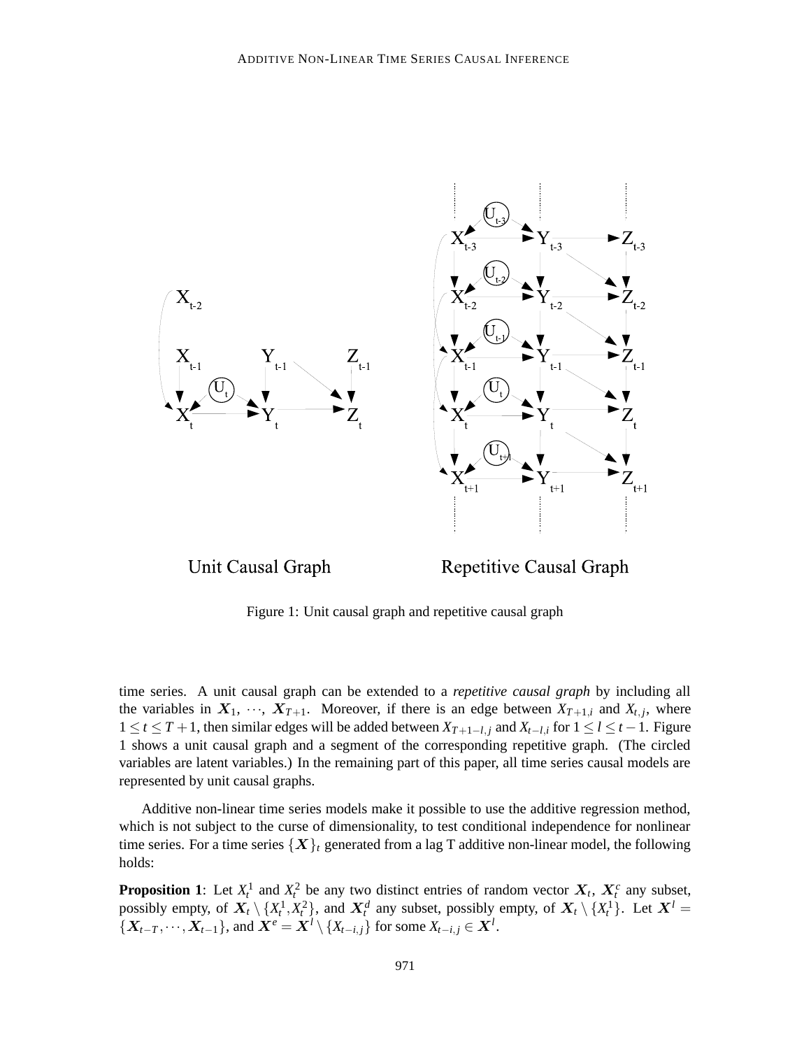Unit Causal Graph Repetitive Causal Graph

Figure 1: Unit causal graph and repetitive causal graph

time series. A unit causal graph can be extended to a *repetitive causal graph* by including all the variables in $\boldsymbol{X}_1, \cdots, \boldsymbol{X}_{T+1}$. Moreover, if there is an edge between $X_{T+1,i}$ and $X_{t,j}$, where $1 \leq t \leq T+1$, then similar edges will be added between $X_{T+1-l,j}$ and $X_{t-l,i}$ for $1 \leq l \leq t-1$. Figure 1 shows a unit causal graph and a segment of the corresponding repetitive graph. (The circled variables are latent variables.) In the remaining part of this paper, all time series causal models are represented by unit causal graphs.

Additive non-linear time series models make it possible to use the additive regression method, which is not subject to the curse of dimensionality, to test conditional independence for nonlinear time series. For a time series $\{\boldsymbol{X}\}_t$ generated from a lag T additive non-linear model, the following holds:

**Proposition 1**: Let $X_t^1$ and $X_t^2$ be any two distinct entries of random vector $\boldsymbol{X}_t$, $\boldsymbol{X}_t^c$ any subset, possibly empty, of $\boldsymbol{X}_t \setminus \{X_t^1, X_t^2\}$, and $\boldsymbol{X}_t^d$ any subset, possibly empty, of $\boldsymbol{X}_t \setminus \{X_t^1\}$. Let $\boldsymbol{X}^l = \{\boldsymbol{X}_{t-T}, \cdots, \boldsymbol{X}_{t-1}\}$, and $\boldsymbol{X}^e = \boldsymbol{X}^l \setminus \{X_{t-i,j}\}$ for some $X_{t-i,j} \in \boldsymbol{X}^l$.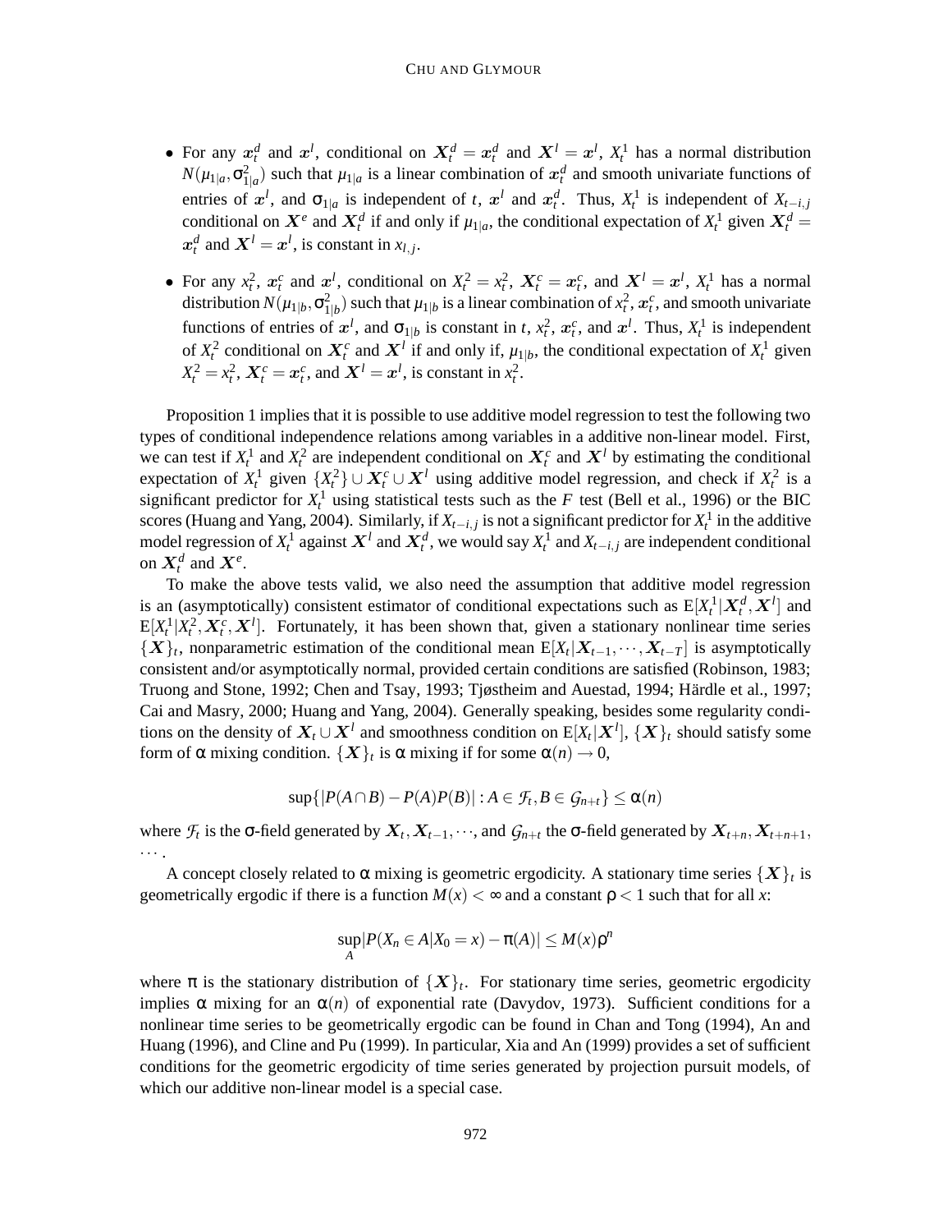- For any $\boldsymbol{x}_t^d$ and $\boldsymbol{x}^l$, conditional on $\boldsymbol{X}_t^d = \boldsymbol{x}_t^d$ and $\boldsymbol{X}^l = \boldsymbol{x}^l$, $X_t^1$ has a normal distribution $N(\mu_{1|a}, \sigma_{1|a}^2)$ such that $\mu_{1|a}$ is a linear combination of $\boldsymbol{x}_t^d$ and smooth univariate functions of entries of $\boldsymbol{x}^l$, and $\sigma_{1|a}$ is independent of $t$, $\boldsymbol{x}^l$ and $\boldsymbol{x}_t^d$. Thus, $X_t^1$ is independent of $X_{t-i,j}$ conditional on $\boldsymbol{X}^e$ and $\boldsymbol{X}_t^d$ if and only if $\mu_{1|a}$, the conditional expectation of $X_t^1$ given $\boldsymbol{X}_t^d = \boldsymbol{x}_t^d$ and $\boldsymbol{X}^l = \boldsymbol{x}^l$, is constant in $x_{l,j}$.

- For any $x_t^2$, $\boldsymbol{x}_t^c$ and $\boldsymbol{x}^l$, conditional on $X_t^2 = x_t^2$, $\boldsymbol{X}_t^c = \boldsymbol{x}_t^c$, and $\boldsymbol{X}^l = \boldsymbol{x}^l$, $X_t^1$ has a normal distribution $N(\mu_{1|b}, \sigma_{1|b}^2)$ such that $\mu_{1|b}$ is a linear combination of $x_t^2$, $\boldsymbol{x}_t^c$, and smooth univariate functions of entries of $\boldsymbol{x}^l$, and $\sigma_{1|b}$ is constant in $t$, $x_t^2$, $\boldsymbol{x}_t^c$, and $\boldsymbol{x}^l$. Thus, $X_t^1$ is independent of $X_t^2$ conditional on $\boldsymbol{X}_t^c$ and $\boldsymbol{X}^l$ if and only if, $\mu_{1|b}$, the conditional expectation of $X_t^1$ given $X_t^2 = x_t^2$, $\boldsymbol{X}_t^c = \boldsymbol{x}_t^c$, and $\boldsymbol{X}^l = \boldsymbol{x}^l$, is constant in $x_t^2$.

Proposition 1 implies that it is possible to use additive model regression to test the following two types of conditional independence relations among variables in a additive non-linear model. First, we can test if $X_t^1$ and $X_t^2$ are independent conditional on $\boldsymbol{X}_t^c$ and $\boldsymbol{X}^l$ by estimating the conditional expectation of $X_t^1$ given $\{X_t^2\} \cup \boldsymbol{X}_t^c \cup \boldsymbol{X}^l$ using additive model regression, and check if $X_t^2$ is a significant predictor for $X_t^1$ using statistical tests such as the $F$ test (Bell et al., 1996) or the BIC scores (Huang and Yang, 2004). Similarly, if $X_{t-i,j}$ is not a significant predictor for $X_t^1$ in the additive model regression of $X_t^1$ against $\boldsymbol{X}^l$ and $\boldsymbol{X}_t^d$, we would say $X_t^1$ and $X_{t-i,j}$ are independent conditional on $\boldsymbol{X}_t^d$ and $\boldsymbol{X}^e$.

To make the above tests valid, we also need the assumption that additive model regression is an (asymptotically) consistent estimator of conditional expectations such as $\mathrm{E}[X_t^1|\boldsymbol{X}_t^d, \boldsymbol{X}^l]$ and $\mathrm{E}[X_t^1|X_t^2, \boldsymbol{X}_t^c, \boldsymbol{X}^l]$. Fortunately, it has been shown that, given a stationary nonlinear time series $\{\boldsymbol{X}\}_t$, nonparametric estimation of the conditional mean $\mathrm{E}[X_t|\boldsymbol{X}_{t-1}, \cdots, \boldsymbol{X}_{t-T}]$ is asymptotically consistent and/or asymptotically normal, provided certain conditions are satisfied (Robinson, 1983; Truong and Stone, 1992; Chen and Tsay, 1993; Tjøstheim and Auestad, 1994; Härdle et al., 1997; Cai and Masry, 2000; Huang and Yang, 2004). Generally speaking, besides some regularity conditions on the density of $\boldsymbol{X}_t \cup \boldsymbol{X}^l$ and smoothness condition on $\mathrm{E}[X_t|\boldsymbol{X}^l]$, $\{\boldsymbol{X}\}_t$ should satisfy some form of $\alpha$ mixing condition. $\{\boldsymbol{X}\}_t$ is $\alpha$ mixing if for some $\alpha(n) \to 0$,

$$\sup\{|P(A \cap B) - P(A)P(B)| : A \in \mathcal{F}_t, B \in \mathcal{G}_{n+t}\} \le \alpha(n)$$

where $\mathcal{F}_t$ is the $\sigma$-field generated by $\boldsymbol{X}_t, \boldsymbol{X}_{t-1}, \cdots$, and $\mathcal{G}_{n+t}$ the $\sigma$-field generated by $\boldsymbol{X}_{t+n}, \boldsymbol{X}_{t+n+1}, \cdots$.

A concept closely related to $\alpha$ mixing is geometric ergodicity. A stationary time series $\{\boldsymbol{X}\}_t$ is geometrically ergodic if there is a function $M(x) < \infty$ and a constant $\rho < 1$ such that for all $x$:

$$\sup_A |P(X_n \in A | X_0 = x) - \pi(A)| \le M(x)\rho^n$$

where $\pi$ is the stationary distribution of $\{\boldsymbol{X}\}_t$. For stationary time series, geometric ergodicity implies $\alpha$ mixing for an $\alpha(n)$ of exponential rate (Davydov, 1973). Sufficient conditions for a nonlinear time series to be geometrically ergodic can be found in Chan and Tong (1994), An and Huang (1996), and Cline and Pu (1999). In particular, Xia and An (1999) provides a set of sufficient conditions for the geometric ergodicity of time series generated by projection pursuit models, of which our additive non-linear model is a special case.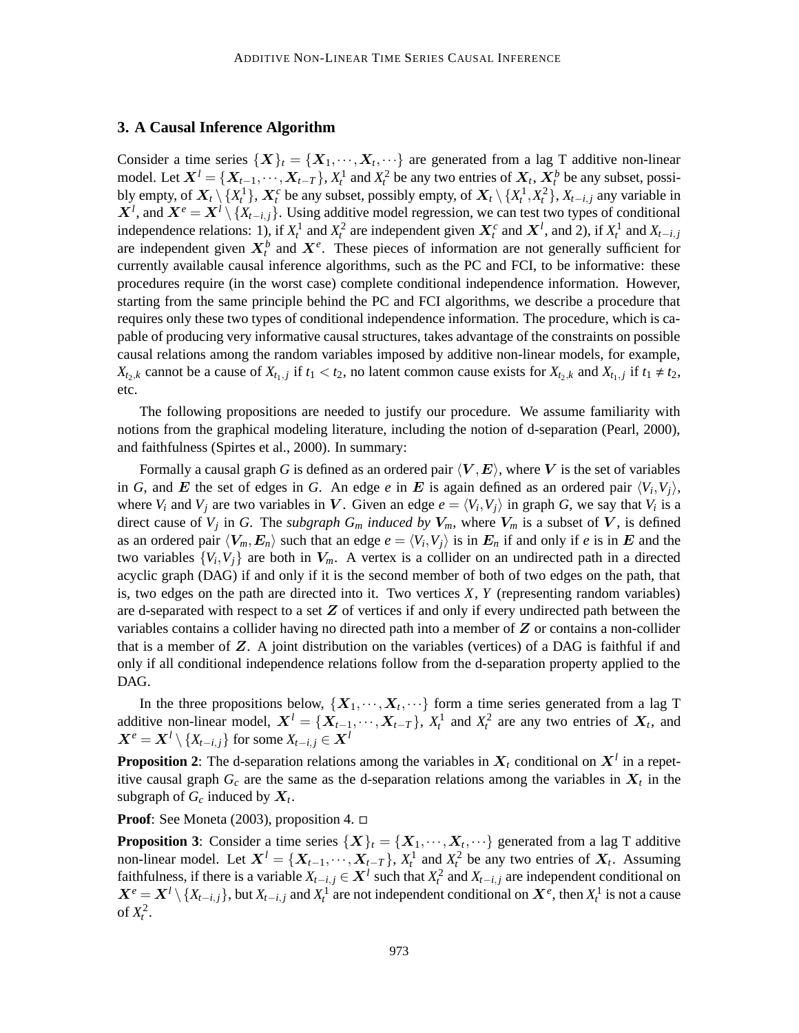## 3. A Causal Inference Algorithm

Consider a time series $\{\boldsymbol{X}\}_t = \{\boldsymbol{X}_1, \cdots, \boldsymbol{X}_t, \cdots\}$ are generated from a lag T additive non-linear model. Let $\boldsymbol{X}^l = \{\boldsymbol{X}_{t-1}, \cdots, \boldsymbol{X}_{t-T}\}$, $X_t^1$ and $X_t^2$ be any two entries of $\boldsymbol{X}_t$, $\boldsymbol{X}_t^b$ be any subset, possibly empty, of $\boldsymbol{X}_t \setminus \{X_t^1\}$, $\boldsymbol{X}_t^c$ be any subset, possibly empty, of $\boldsymbol{X}_t \setminus \{X_t^1, X_t^2\}$, $X_{t-i,j}$ any variable in $\boldsymbol{X}^l$, and $\boldsymbol{X}^e = \boldsymbol{X}^l \setminus \{X_{t-i,j}\}$. Using additive model regression, we can test two types of conditional independence relations: 1), if $X_t^1$ and $X_t^2$ are independent given $\boldsymbol{X}_t^c$ and $\boldsymbol{X}^l$, and 2), if $X_t^1$ and $X_{t-i,j}$ are independent given $\boldsymbol{X}_t^b$ and $\boldsymbol{X}^e$. These pieces of information are not generally sufficient for currently available causal inference algorithms, such as the PC and FCI, to be informative: these procedures require (in the worst case) complete conditional independence information. However, starting from the same principle behind the PC and FCI algorithms, we describe a procedure that requires only these two types of conditional independence information. The procedure, which is capable of producing very informative causal structures, takes advantage of the constraints on possible causal relations among the random variables imposed by additive non-linear models, for example, $X_{t_2,k}$ cannot be a cause of $X_{t_1,j}$ if $t_1 < t_2$, no latent common cause exists for $X_{t_2,k}$ and $X_{t_1,j}$ if $t_1 \neq t_2$, etc.

The following propositions are needed to justify our procedure. We assume familiarity with notions from the graphical modeling literature, including the notion of d-separation (Pearl, 2000), and faithfulness (Spirtes et al., 2000). In summary:

Formally a causal graph $G$ is defined as an ordered pair $\langle \boldsymbol{V}, \boldsymbol{E} \rangle$, where $\boldsymbol{V}$ is the set of variables in $G$, and $\boldsymbol{E}$ the set of edges in $G$. An edge $e$ in $\boldsymbol{E}$ is again defined as an ordered pair $\langle V_i, V_j \rangle$, where $V_i$ and $V_j$ are two variables in $\boldsymbol{V}$. Given an edge $e = \langle V_i, V_j \rangle$ in graph $G$, we say that $V_i$ is a direct cause of $V_j$ in $G$. The *subgraph $G_m$ induced by $\boldsymbol{V}_m$*, where $\boldsymbol{V}_m$ is a subset of $\boldsymbol{V}$, is defined as an ordered pair $\langle \boldsymbol{V}_m, \boldsymbol{E}_n \rangle$ such that an edge $e = \langle V_i, V_j \rangle$ is in $\boldsymbol{E}_n$ if and only if $e$ is in $\boldsymbol{E}$ and the two variables $\{V_i, V_j\}$ are both in $\boldsymbol{V}_m$. A vertex is a collider on an undirected path in a directed acyclic graph (DAG) if and only if it is the second member of both of two edges on the path, that is, two edges on the path are directed into it. Two vertices $X$, $Y$ (representing random variables) are d-separated with respect to a set $\boldsymbol{Z}$ of vertices if and only if every undirected path between the variables contains a collider having no directed path into a member of $\boldsymbol{Z}$ or contains a non-collider that is a member of $\boldsymbol{Z}$. A joint distribution on the variables (vertices) of a DAG is faithful if and only if all conditional independence relations follow from the d-separation property applied to the DAG.

In the three propositions below, $\{\boldsymbol{X}_1, \cdots, \boldsymbol{X}_t, \cdots\}$ form a time series generated from a lag T additive non-linear model, $\boldsymbol{X}^l = \{\boldsymbol{X}_{t-1}, \cdots, \boldsymbol{X}_{t-T}\}$, $X_t^1$ and $X_t^2$ are any two entries of $\boldsymbol{X}_t$, and $\boldsymbol{X}^e = \boldsymbol{X}^l \setminus \{X_{t-i,j}\}$ for some $X_{t-i,j} \in \boldsymbol{X}^l$

**Proposition 2**: The d-separation relations among the variables in $\boldsymbol{X}_t$ conditional on $\boldsymbol{X}^l$ in a repetitive causal graph $G_c$ are the same as the d-separation relations among the variables in $\boldsymbol{X}_t$ in the subgraph of $G_c$ induced by $\boldsymbol{X}_t$.

**Proof**: See Moneta (2003), proposition 4. □

**Proposition 3**: Consider a time series $\{\boldsymbol{X}\}_t = \{\boldsymbol{X}_1, \cdots, \boldsymbol{X}_t, \cdots\}$ generated from a lag T additive non-linear model. Let $\boldsymbol{X}^l = \{\boldsymbol{X}_{t-1}, \cdots, \boldsymbol{X}_{t-T}\}$, $X_t^1$ and $X_t^2$ be any two entries of $\boldsymbol{X}_t$. Assuming faithfulness, if there is a variable $X_{t-i,j} \in \boldsymbol{X}^l$ such that $X_t^2$ and $X_{t-i,j}$ are independent conditional on $\boldsymbol{X}^e = \boldsymbol{X}^l \setminus \{X_{t-i,j}\}$, but $X_{t-i,j}$ and $X_t^1$ are not independent conditional on $\boldsymbol{X}^e$, then $X_t^1$ is not a cause of $X_t^2$.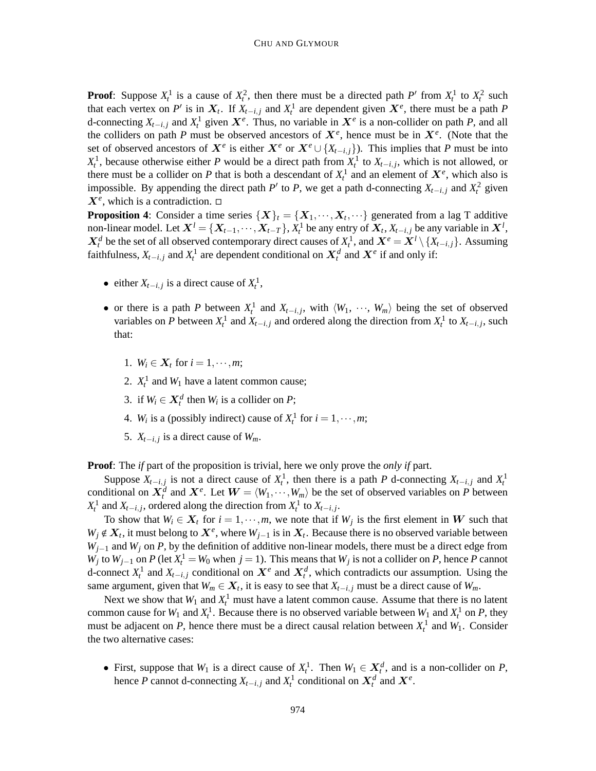**Proof**: Suppose $X_t^1$ is a cause of $X_t^2$, then there must be a directed path $P'$ from $X_t^1$ to $X_t^2$ such that each vertex on $P'$ is in $\boldsymbol{X}_t$. If $X_{t-i,j}$ and $X_t^1$ are dependent given $\boldsymbol{X}^e$, there must be a path $P$ d-connecting $X_{t-i,j}$ and $X_t^1$ given $\boldsymbol{X}^e$. Thus, no variable in $\boldsymbol{X}^e$ is a non-collider on path $P$, and all the colliders on path $P$ must be observed ancestors of $\boldsymbol{X}^e$, hence must be in $\boldsymbol{X}^e$. (Note that the set of observed ancestors of $\boldsymbol{X}^e$ is either $\boldsymbol{X}^e$ or $\boldsymbol{X}^e \cup \{X_{t-i,j}\}$). This implies that $P$ must be into $X_t^1$, because otherwise either $P$ would be a direct path from $X_t^1$ to $X_{t-i,j}$, which is not allowed, or there must be a collider on $P$ that is both a descendant of $X_t^1$ and an element of $\boldsymbol{X}^e$, which also is impossible. By appending the direct path $P'$ to $P$, we get a path d-connecting $X_{t-i,j}$ and $X_t^2$ given $\boldsymbol{X}^e$, which is a contradiction. □

**Proposition 4**: Consider a time series $\{\boldsymbol{X}\}_t = \{\boldsymbol{X}_1, \cdots, \boldsymbol{X}_t, \cdots\}$ generated from a lag T additive non-linear model. Let $\boldsymbol{X}^l = \{\boldsymbol{X}_{t-1}, \cdots, \boldsymbol{X}_{t-T}\}$, $X_t^1$ be any entry of $\boldsymbol{X}_t$, $X_{t-i,j}$ be any variable in $\boldsymbol{X}^l$, $\boldsymbol{X}_t^d$ be the set of all observed contemporary direct causes of $X_t^1$, and $\boldsymbol{X}^e = \boldsymbol{X}^l \setminus \{X_{t-i,j}\}$. Assuming faithfulness, $X_{t-i,j}$ and $X_t^1$ are dependent conditional on $\boldsymbol{X}_t^d$ and $\boldsymbol{X}^e$ if and only if:

- either $X_{t-i,j}$ is a direct cause of $X_t^1$,
- or there is a path $P$ between $X_t^1$ and $X_{t-i,j}$, with $\langle W_1, \cdots, W_m \rangle$ being the set of observed variables on $P$ between $X_t^1$ and $X_{t-i,j}$ and ordered along the direction from $X_t^1$ to $X_{t-i,j}$, such that:

  1. $W_i \in \boldsymbol{X}_t$ for $i = 1, \cdots, m$;
  2. $X_t^1$ and $W_1$ have a latent common cause;
  3. if $W_i \in \boldsymbol{X}_t^d$ then $W_i$ is a collider on $P$;
  4. $W_i$ is a (possibly indirect) cause of $X_t^1$ for $i = 1, \cdots, m$;
  5. $X_{t-i,j}$ is a direct cause of $W_m$.

**Proof**: The *if* part of the proposition is trivial, here we only prove the *only if* part.

Suppose $X_{t-i,j}$ is not a direct cause of $X_t^1$, then there is a path $P$ d-connecting $X_{t-i,j}$ and $X_t^1$ conditional on $\boldsymbol{X}_t^d$ and $\boldsymbol{X}^e$. Let $\boldsymbol{W} = \langle W_1, \cdots, W_m \rangle$ be the set of observed variables on $P$ between $X_t^1$ and $X_{t-i,j}$, ordered along the direction from $X_t^1$ to $X_{t-i,j}$.

To show that $W_i \in \boldsymbol{X}_t$ for $i = 1, \cdots, m$, we note that if $W_j$ is the first element in $\boldsymbol{W}$ such that $W_j \notin \boldsymbol{X}_t$, it must belong to $\boldsymbol{X}^e$, where $W_{j-1}$ is in $\boldsymbol{X}_t$. Because there is no observed variable between $W_{j-1}$ and $W_j$ on $P$, by the definition of additive non-linear models, there must be a direct edge from $W_j$ to $W_{j-1}$ on $P$ (let $X_t^1 = W_0$ when $j = 1$). This means that $W_j$ is not a collider on $P$, hence $P$ cannot d-connect $X_t^1$ and $X_{t-i,j}$ conditional on $\boldsymbol{X}^e$ and $\boldsymbol{X}_t^d$, which contradicts our assumption. Using the same argument, given that $W_m \in \boldsymbol{X}_t$, it is easy to see that $X_{t-i,j}$ must be a direct cause of $W_m$.

Next we show that $W_1$ and $X_t^1$ must have a latent common cause. Assume that there is no latent common cause for $W_1$ and $X_t^1$. Because there is no observed variable between $W_1$ and $X_t^1$ on $P$, they must be adjacent on $P$, hence there must be a direct causal relation between $X_t^1$ and $W_1$. Consider the two alternative cases:

- First, suppose that $W_1$ is a direct cause of $X_t^1$. Then $W_1 \in \boldsymbol{X}_t^d$, and is a non-collider on $P$, hence $P$ cannot d-connecting $X_{t-i,j}$ and $X_t^1$ conditional on $\boldsymbol{X}_t^d$ and $\boldsymbol{X}^e$.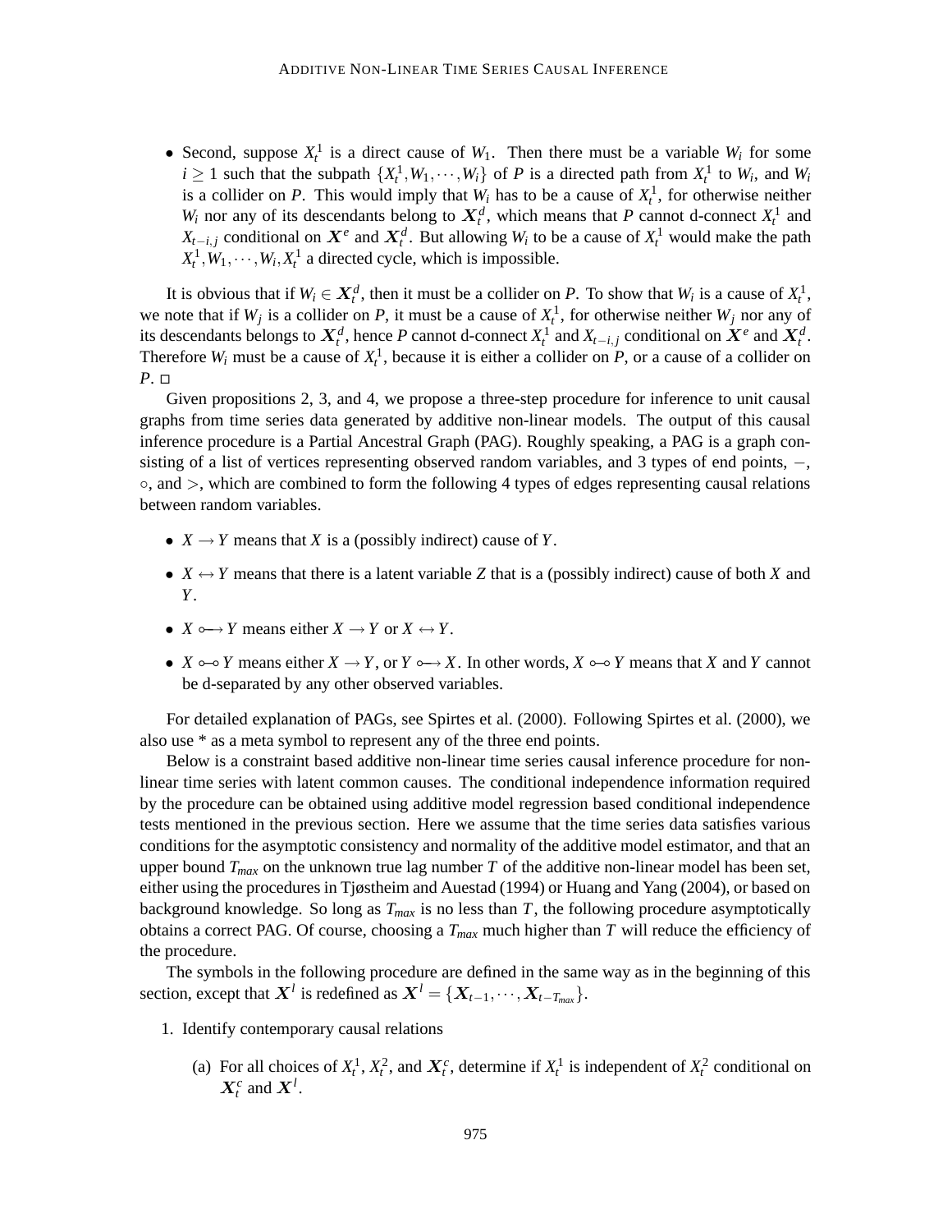- Second, suppose $X_t^1$ is a direct cause of $W_1$. Then there must be a variable $W_i$ for some $i \geq 1$ such that the subpath $\{X_t^1, W_1, \cdots, W_i\}$ of $P$ is a directed path from $X_t^1$ to $W_i$, and $W_i$ is a collider on $P$. This would imply that $W_i$ has to be a cause of $X_t^1$, for otherwise neither $W_i$ nor any of its descendants belong to $\boldsymbol{X}_t^d$, which means that $P$ cannot d-connect $X_t^1$ and $X_{t-i,j}$ conditional on $\boldsymbol{X}^e$ and $\boldsymbol{X}_t^d$. But allowing $W_i$ to be a cause of $X_t^1$ would make the path $X_t^1, W_1, \cdots, W_i, X_t^1$ a directed cycle, which is impossible.

It is obvious that if $W_i \in \boldsymbol{X}_t^d$, then it must be a collider on $P$. To show that $W_i$ is a cause of $X_t^1$, we note that if $W_j$ is a collider on $P$, it must be a cause of $X_t^1$, for otherwise neither $W_j$ nor any of its descendants belongs to $\boldsymbol{X}_t^d$, hence $P$ cannot d-connect $X_t^1$ and $X_{t-i,j}$ conditional on $\boldsymbol{X}^e$ and $\boldsymbol{X}_t^d$. Therefore $W_i$ must be a cause of $X_t^1$, because it is either a collider on $P$, or a cause of a collider on $P$. □

Given propositions 2, 3, and 4, we propose a three-step procedure for inference to unit causal graphs from time series data generated by additive non-linear models. The output of this causal inference procedure is a Partial Ancestral Graph (PAG). Roughly speaking, a PAG is a graph consisting of a list of vertices representing observed random variables, and 3 types of end points, $-$, $\circ$, and $>$, which are combined to form the following 4 types of edges representing causal relations between random variables.

- $X \rightarrow Y$ means that $X$ is a (possibly indirect) cause of $Y$.
- $X \leftrightarrow Y$ means that there is a latent variable $Z$ that is a (possibly indirect) cause of both $X$ and $Y$.
- $X \circ\!\!\rightarrow Y$ means either $X \rightarrow Y$ or $X \leftrightarrow Y$.
- $X \circ\!\!-\!\!\circ Y$ means either $X \rightarrow Y$, or $Y \circ\!\!\rightarrow X$. In other words, $X \circ\!\!-\!\!\circ Y$ means that $X$ and $Y$ cannot be d-separated by any other observed variables.

For detailed explanation of PAGs, see Spirtes et al. (2000). Following Spirtes et al. (2000), we also use * as a meta symbol to represent any of the three end points.

Below is a constraint based additive non-linear time series causal inference procedure for non-linear time series with latent common causes. The conditional independence information required by the procedure can be obtained using additive model regression based conditional independence tests mentioned in the previous section. Here we assume that the time series data satisfies various conditions for the asymptotic consistency and normality of the additive model estimator, and that an upper bound $T_{max}$ on the unknown true lag number $T$ of the additive non-linear model has been set, either using the procedures in Tjøstheim and Auestad (1994) or Huang and Yang (2004), or based on background knowledge. So long as $T_{max}$ is no less than $T$, the following procedure asymptotically obtains a correct PAG. Of course, choosing a $T_{max}$ much higher than $T$ will reduce the efficiency of the procedure.

The symbols in the following procedure are defined in the same way as in the beginning of this section, except that $\boldsymbol{X}^l$ is redefined as $\boldsymbol{X}^l = \{\boldsymbol{X}_{t-1}, \cdots, \boldsymbol{X}_{t-T_{max}}\}$.

1. Identify contemporary causal relations

   (a) For all choices of $X_t^1$, $X_t^2$, and $\boldsymbol{X}_t^c$, determine if $X_t^1$ is independent of $X_t^2$ conditional on $\boldsymbol{X}_t^c$ and $\boldsymbol{X}^l$.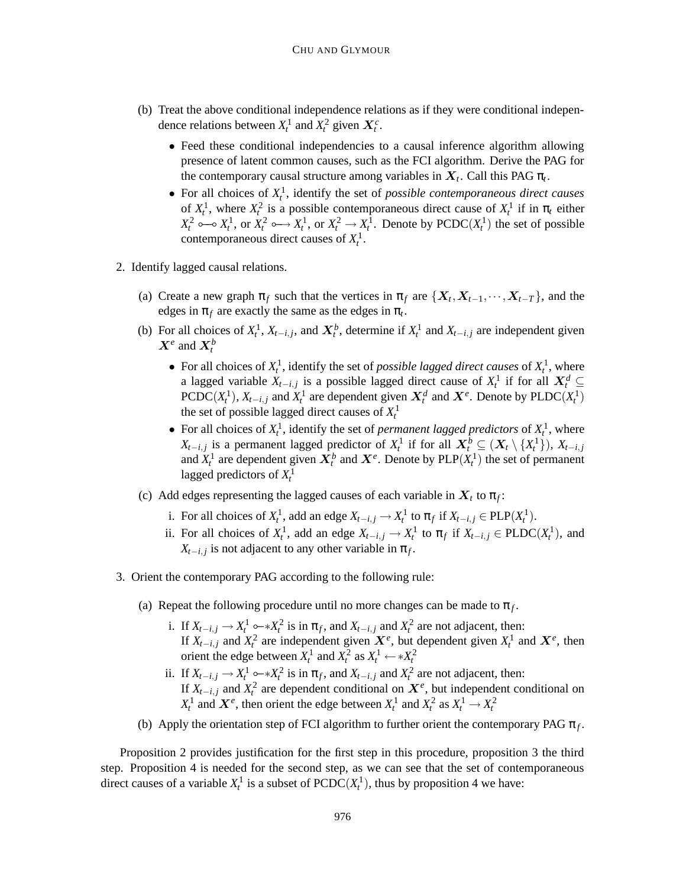(b) Treat the above conditional independence relations as if they were conditional independence relations between $X_t^1$ and $X_t^2$ given $\boldsymbol{X}_t^c$.

- Feed these conditional independencies to a causal inference algorithm allowing presence of latent common causes, such as the FCI algorithm. Derive the PAG for the contemporary causal structure among variables in $\boldsymbol{X}_t$. Call this PAG $\pi_t$.
- For all choices of $X_t^1$, identify the set of *possible contemporaneous direct causes* of $X_t^1$, where $X_t^2$ is a possible contemporaneous direct cause of $X_t^1$ if in $\pi_t$ either $X_t^2 \circ\!\!-\!\!\circ X_t^1$, or $X_t^2 \circ\!\!\rightarrow X_t^1$, or $X_t^2 \rightarrow X_t^1$. Denote by PCDC($X_t^1$) the set of possible contemporaneous direct causes of $X_t^1$.

2. Identify lagged causal relations.

   (a) Create a new graph $\pi_f$ such that the vertices in $\pi_f$ are $\{\boldsymbol{X}_t, \boldsymbol{X}_{t-1}, \cdots, \boldsymbol{X}_{t-T}\}$, and the edges in $\pi_f$ are exactly the same as the edges in $\pi_t$.

   (b) For all choices of $X_t^1$, $X_{t-i,j}$, and $\boldsymbol{X}_t^b$, determine if $X_t^1$ and $X_{t-i,j}$ are independent given $\boldsymbol{X}^e$ and $\boldsymbol{X}_t^b$

   - For all choices of $X_t^1$, identify the set of *possible lagged direct causes* of $X_t^1$, where a lagged variable $X_{t-i,j}$ is a possible lagged direct cause of $X_t^1$ if for all $\boldsymbol{X}_t^d \subseteq$ PCDC($X_t^1$), $X_{t-i,j}$ and $X_t^1$ are dependent given $\boldsymbol{X}_t^d$ and $\boldsymbol{X}^e$. Denote by PLDC($X_t^1$) the set of possible lagged direct causes of $X_t^1$
   - For all choices of $X_t^1$, identify the set of *permanent lagged predictors* of $X_t^1$, where $X_{t-i,j}$ is a permanent lagged predictor of $X_t^1$ if for all $\boldsymbol{X}_t^b \subseteq (\boldsymbol{X}_t \setminus \{X_t^1\})$, $X_{t-i,j}$ and $X_t^1$ are dependent given $\boldsymbol{X}_t^b$ and $\boldsymbol{X}^e$. Denote by PLP($X_t^1$) the set of permanent lagged predictors of $X_t^1$

   (c) Add edges representing the lagged causes of each variable in $\boldsymbol{X}_t$ to $\pi_f$:

   i. For all choices of $X_t^1$, add an edge $X_{t-i,j} \rightarrow X_t^1$ to $\pi_f$ if $X_{t-i,j} \in$ PLP($X_t^1$).

   ii. For all choices of $X_t^1$, add an edge $X_{t-i,j} \rightarrow X_t^1$ to $\pi_f$ if $X_{t-i,j} \in$ PLDC($X_t^1$), and $X_{t-i,j}$ is not adjacent to any other variable in $\pi_f$.

3. Orient the contemporary PAG according to the following rule:

   (a) Repeat the following procedure until no more changes can be made to $\pi_f$.

   i. If $X_{t-i,j} \rightarrow X_t^1 \circ\!\!-\!\!* X_t^2$ is in $\pi_f$, and $X_{t-i,j}$ and $X_t^2$ are not adjacent, then:
   If $X_{t-i,j}$ and $X_t^2$ are independent given $\boldsymbol{X}^e$, but dependent given $X_t^1$ and $\boldsymbol{X}^e$, then orient the edge between $X_t^1$ and $X_t^2$ as $X_t^1 \leftarrow\!\!* X_t^2$

   ii. If $X_{t-i,j} \rightarrow X_t^1 \circ\!\!-\!\!* X_t^2$ is in $\pi_f$, and $X_{t-i,j}$ and $X_t^2$ are not adjacent, then:
   If $X_{t-i,j}$ and $X_t^2$ are dependent conditional on $\boldsymbol{X}^e$, but independent conditional on $X_t^1$ and $\boldsymbol{X}^e$, then orient the edge between $X_t^1$ and $X_t^2$ as $X_t^1 \rightarrow X_t^2$

   (b) Apply the orientation step of FCI algorithm to further orient the contemporary PAG $\pi_f$.

Proposition 2 provides justification for the first step in this procedure, proposition 3 the third step. Proposition 4 is needed for the second step, as we can see that the set of contemporaneous direct causes of a variable $X_t^1$ is a subset of PCDC($X_t^1$), thus by proposition 4 we have: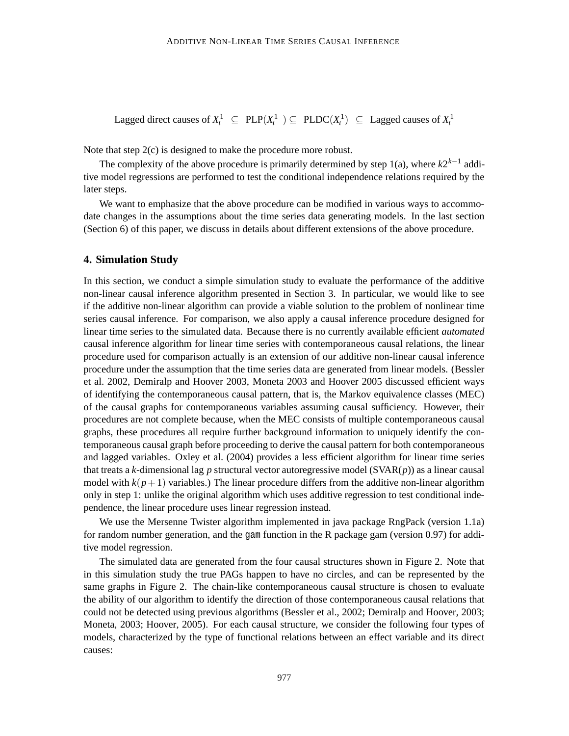$$\text{Lagged direct causes of } X_t^1 \;\subseteq\; \text{PLP}(X_t^1) \subseteq \; \text{PLDC}(X_t^1) \;\subseteq\; \text{Lagged causes of } X_t^1$$

Note that step 2(c) is designed to make the procedure more robust.

The complexity of the above procedure is primarily determined by step 1(a), where $k2^{k-1}$ additive model regressions are performed to test the conditional independence relations required by the later steps.

We want to emphasize that the above procedure can be modified in various ways to accommodate changes in the assumptions about the time series data generating models. In the last section (Section 6) of this paper, we discuss in details about different extensions of the above procedure.

## 4. Simulation Study

In this section, we conduct a simple simulation study to evaluate the performance of the additive non-linear causal inference algorithm presented in Section 3. In particular, we would like to see if the additive non-linear algorithm can provide a viable solution to the problem of nonlinear time series causal inference. For comparison, we also apply a causal inference procedure designed for linear time series to the simulated data. Because there is no currently available efficient *automated* causal inference algorithm for linear time series with contemporaneous causal relations, the linear procedure used for comparison actually is an extension of our additive non-linear causal inference procedure under the assumption that the time series data are generated from linear models. (Bessler et al. 2002, Demiralp and Hoover 2003, Moneta 2003 and Hoover 2005 discussed efficient ways of identifying the contemporaneous causal pattern, that is, the Markov equivalence classes (MEC) of the causal graphs for contemporaneous variables assuming causal sufficiency. However, their procedures are not complete because, when the MEC consists of multiple contemporaneous causal graphs, these procedures all require further background information to uniquely identify the contemporaneous causal graph before proceeding to derive the causal pattern for both contemporaneous and lagged variables. Oxley et al. (2004) provides a less efficient algorithm for linear time series that treats a $k$-dimensional lag $p$ structural vector autoregressive model (SVAR($p$)) as a linear causal model with $k(p+1)$ variables.) The linear procedure differs from the additive non-linear algorithm only in step 1: unlike the original algorithm which uses additive regression to test conditional independence, the linear procedure uses linear regression instead.

We use the Mersenne Twister algorithm implemented in java package RngPack (version 1.1a) for random number generation, and the `gam` function in the R package gam (version 0.97) for additive model regression.

The simulated data are generated from the four causal structures shown in Figure 2. Note that in this simulation study the true PAGs happen to have no circles, and can be represented by the same graphs in Figure 2. The chain-like contemporaneous causal structure is chosen to evaluate the ability of our algorithm to identify the direction of those contemporaneous causal relations that could not be detected using previous algorithms (Bessler et al., 2002; Demiralp and Hoover, 2003; Moneta, 2003; Hoover, 2005). For each causal structure, we consider the following four types of models, characterized by the type of functional relations between an effect variable and its direct causes: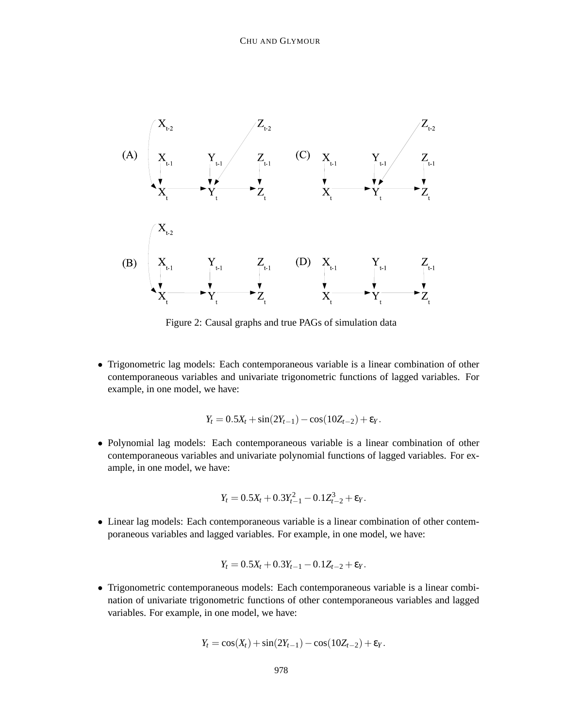Figure 2: Causal graphs and true PAGs of simulation data

- Trigonometric lag models: Each contemporaneous variable is a linear combination of other contemporaneous variables and univariate trigonometric functions of lagged variables. For example, in one model, we have:

$$Y_t = 0.5X_t + \sin(2Y_{t-1}) - \cos(10Z_{t-2}) + \varepsilon_Y.$$

- Polynomial lag models: Each contemporaneous variable is a linear combination of other contemporaneous variables and univariate polynomial functions of lagged variables. For example, in one model, we have:

$$Y_t = 0.5X_t + 0.3Y_{t-1}^2 - 0.1Z_{t-2}^3 + \varepsilon_Y.$$

- Linear lag models: Each contemporaneous variable is a linear combination of other contemporaneous variables and lagged variables. For example, in one model, we have:

$$Y_t = 0.5X_t + 0.3Y_{t-1} - 0.1Z_{t-2} + \varepsilon_Y.$$

- Trigonometric contemporaneous models: Each contemporaneous variable is a linear combination of univariate trigonometric functions of other contemporaneous variables and lagged variables. For example, in one model, we have:

$$Y_t = \cos(X_t) + \sin(2Y_{t-1}) - \cos(10Z_{t-2}) + \varepsilon_Y.$$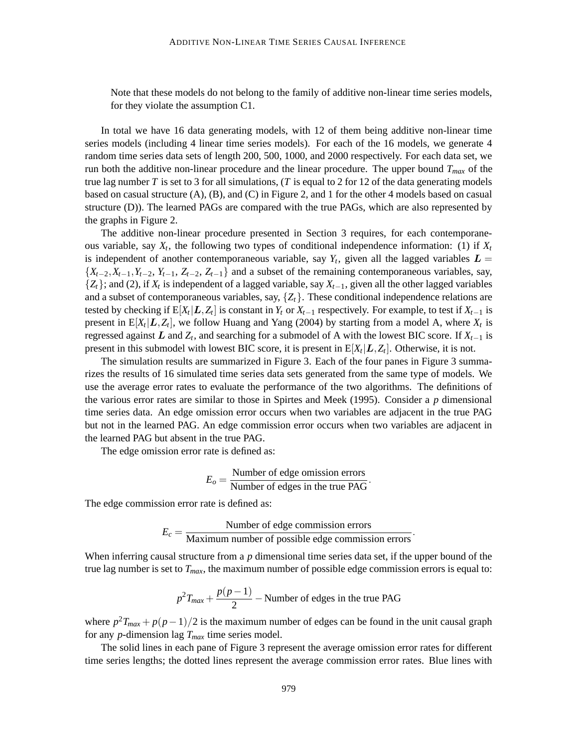Note that these models do not belong to the family of additive non-linear time series models, for they violate the assumption C1.

In total we have 16 data generating models, with 12 of them being additive non-linear time series models (including 4 linear time series models). For each of the 16 models, we generate 4 random time series data sets of length 200, 500, 1000, and 2000 respectively. For each data set, we run both the additive non-linear procedure and the linear procedure. The upper bound $T_{max}$ of the true lag number $T$ is set to 3 for all simulations, ($T$ is equal to 2 for 12 of the data generating models based on casual structure (A), (B), and (C) in Figure 2, and 1 for the other 4 models based on casual structure (D)). The learned PAGs are compared with the true PAGs, which are also represented by the graphs in Figure 2.

The additive non-linear procedure presented in Section 3 requires, for each contemporaneous variable, say $X_t$, the following two types of conditional independence information: (1) if $X_t$ is independent of another contemporaneous variable, say $Y_t$, given all the lagged variables $\boldsymbol{L} = \{X_{t-2}, X_{t-1}, Y_{t-2}, Y_{t-1}, Z_{t-2}, Z_{t-1}\}$ and a subset of the remaining contemporaneous variables, say, $\{Z_t\}$; and (2), if $X_t$ is independent of a lagged variable, say $X_{t-1}$, given all the other lagged variables and a subset of contemporaneous variables, say, $\{Z_t\}$. These conditional independence relations are tested by checking if $\mathrm{E}[X_t|\boldsymbol{L}, Z_t]$ is constant in $Y_t$ or $X_{t-1}$ respectively. For example, to test if $X_{t-1}$ is present in $\mathrm{E}[X_t|\boldsymbol{L}, Z_t]$, we follow Huang and Yang (2004) by starting from a model A, where $X_t$ is regressed against $\boldsymbol{L}$ and $Z_t$, and searching for a submodel of A with the lowest BIC score. If $X_{t-1}$ is present in this submodel with lowest BIC score, it is present in $\mathrm{E}[X_t|\boldsymbol{L}, Z_t]$. Otherwise, it is not.

The simulation results are summarized in Figure 3. Each of the four panes in Figure 3 summarizes the results of 16 simulated time series data sets generated from the same type of models. We use the average error rates to evaluate the performance of the two algorithms. The definitions of the various error rates are similar to those in Spirtes and Meek (1995). Consider a $p$ dimensional time series data. An edge omission error occurs when two variables are adjacent in the true PAG but not in the learned PAG. An edge commission error occurs when two variables are adjacent in the learned PAG but absent in the true PAG.

The edge omission error rate is defined as:

$$E_o = \frac{\text{Number of edge omission errors}}{\text{Number of edges in the true PAG}}.$$

The edge commission error rate is defined as:

$$E_c = \frac{\text{Number of edge commission errors}}{\text{Maximum number of possible edge commission errors}}.$$

When inferring causal structure from a $p$ dimensional time series data set, if the upper bound of the true lag number is set to $T_{max}$, the maximum number of possible edge commission errors is equal to:

$$p^2 T_{max} + \frac{p(p-1)}{2} - \text{Number of edges in the true PAG}$$

where $p^2 T_{max} + p(p-1)/2$ is the maximum number of edges can be found in the unit causal graph for any $p$-dimension lag $T_{max}$ time series model.

The solid lines in each pane of Figure 3 represent the average omission error rates for different time series lengths; the dotted lines represent the average commission error rates. Blue lines with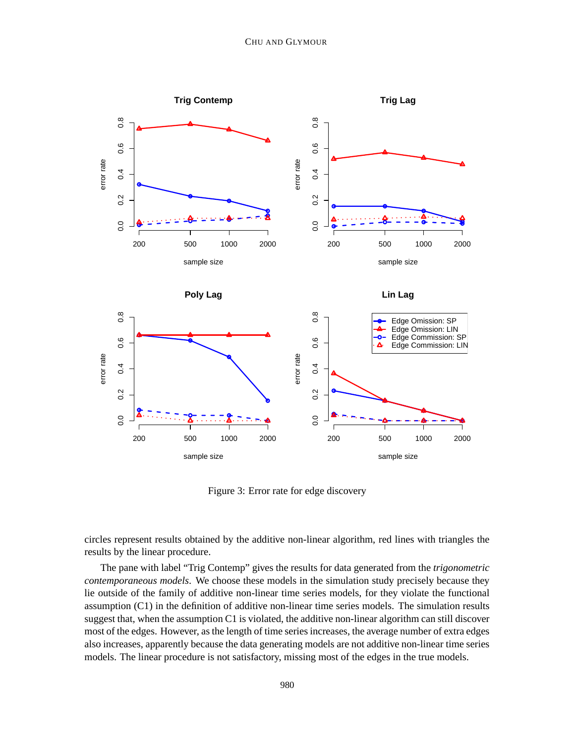Figure 3: Error rate for edge discovery

circles represent results obtained by the additive non-linear algorithm, red lines with triangles the results by the linear procedure.

The pane with label "Trig Contemp" gives the results for data generated from the *trigonometric contemporaneous models*. We choose these models in the simulation study precisely because they lie outside of the family of additive non-linear time series models, for they violate the functional assumption (C1) in the definition of additive non-linear time series models. The simulation results suggest that, when the assumption C1 is violated, the additive non-linear algorithm can still discover most of the edges. However, as the length of time series increases, the average number of extra edges also increases, apparently because the data generating models are not additive non-linear time series models. The linear procedure is not satisfactory, missing most of the edges in the true models.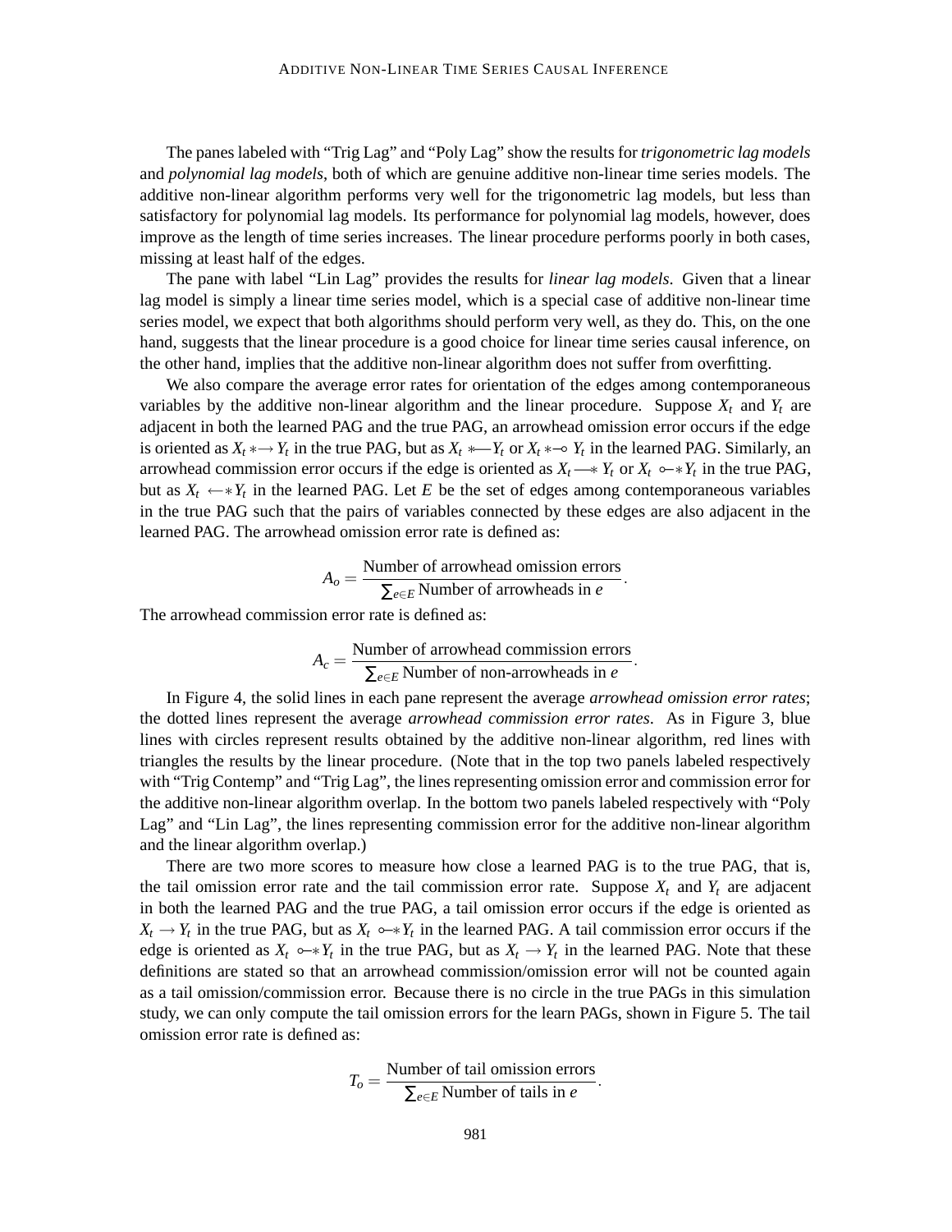The panes labeled with "Trig Lag" and "Poly Lag" show the results for *trigonometric lag models* and *polynomial lag models*, both of which are genuine additive non-linear time series models. The additive non-linear algorithm performs very well for the trigonometric lag models, but less than satisfactory for polynomial lag models. Its performance for polynomial lag models, however, does improve as the length of time series increases. The linear procedure performs poorly in both cases, missing at least half of the edges.

The pane with label "Lin Lag" provides the results for *linear lag models*. Given that a linear lag model is simply a linear time series model, which is a special case of additive non-linear time series model, we expect that both algorithms should perform very well, as they do. This, on the one hand, suggests that the linear procedure is a good choice for linear time series causal inference, on the other hand, implies that the additive non-linear algorithm does not suffer from overfitting.

We also compare the average error rates for orientation of the edges among contemporaneous variables by the additive non-linear algorithm and the linear procedure. Suppose $X_t$ and $Y_t$ are adjacent in both the learned PAG and the true PAG, an arrowhead omission error occurs if the edge is oriented as $X_t \ast\!\!\rightarrow Y_t$ in the true PAG, but as $X_t \ast\!\!-\!\!- Y_t$ or $X_t \ast\!\!-\!\!\circ\; Y_t$ in the learned PAG. Similarly, an arrowhead commission error occurs if the edge is oriented as $X_t -\!\!\ast\; Y_t$ or $X_t \;\circ\!\!-\!\!\ast Y_t$ in the true PAG, but as $X_t \;\leftarrow\!\!\ast Y_t$ in the learned PAG. Let $E$ be the set of edges among contemporaneous variables in the true PAG such that the pairs of variables connected by these edges are also adjacent in the learned PAG. The arrowhead omission error rate is defined as:

$$A_o = \frac{\text{Number of arrowhead omission errors}}{\sum_{e \in E} \text{Number of arrowheads in } e}.$$

The arrowhead commission error rate is defined as:

$$A_c = \frac{\text{Number of arrowhead commission errors}}{\sum_{e \in E} \text{Number of non-arrowheads in } e}.$$

In Figure 4, the solid lines in each pane represent the average *arrowhead omission error rates*; the dotted lines represent the average *arrowhead commission error rates*. As in Figure 3, blue lines with circles represent results obtained by the additive non-linear algorithm, red lines with triangles the results by the linear procedure. (Note that in the top two panels labeled respectively with "Trig Contemp" and "Trig Lag", the lines representing omission error and commission error for the additive non-linear algorithm overlap. In the bottom two panels labeled respectively with "Poly Lag" and "Lin Lag", the lines representing commission error for the additive non-linear algorithm and the linear algorithm overlap.)

There are two more scores to measure how close a learned PAG is to the true PAG, that is, the tail omission error rate and the tail commission error rate. Suppose $X_t$ and $Y_t$ are adjacent in both the learned PAG and the true PAG, a tail omission error occurs if the edge is oriented as $X_t \rightarrow Y_t$ in the true PAG, but as $X_t \;\circ\!\!-\!\!\ast Y_t$ in the learned PAG. A tail commission error occurs if the edge is oriented as $X_t \;\circ\!\!-\!\!\ast Y_t$ in the true PAG, but as $X_t \rightarrow Y_t$ in the learned PAG. Note that these definitions are stated so that an arrowhead commission/omission error will not be counted again as a tail omission/commission error. Because there is no circle in the true PAGs in this simulation study, we can only compute the tail omission errors for the learn PAGs, shown in Figure 5. The tail omission error rate is defined as:

$$T_o = \frac{\text{Number of tail omission errors}}{\sum_{e \in E} \text{Number of tails in } e}.$$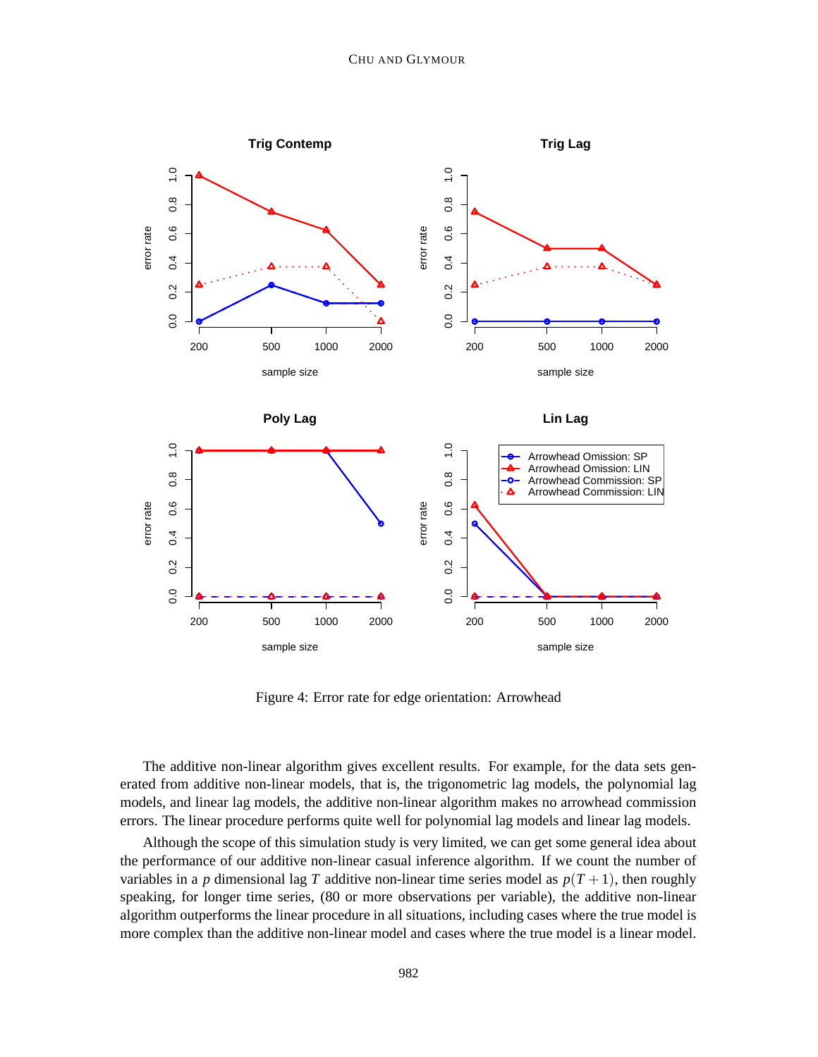Figure 4: Error rate for edge orientation: Arrowhead

The additive non-linear algorithm gives excellent results. For example, for the data sets generated from additive non-linear models, that is, the trigonometric lag models, the polynomial lag models, and linear lag models, the additive non-linear algorithm makes no arrowhead commission errors. The linear procedure performs quite well for polynomial lag models and linear lag models.

Although the scope of this simulation study is very limited, we can get some general idea about the performance of our additive non-linear casual inference algorithm. If we count the number of variables in a $p$ dimensional lag $T$ additive non-linear time series model as $p(T+1)$, then roughly speaking, for longer time series, (80 or more observations per variable), the additive non-linear algorithm outperforms the linear procedure in all situations, including cases where the true model is more complex than the additive non-linear model and cases where the true model is a linear model.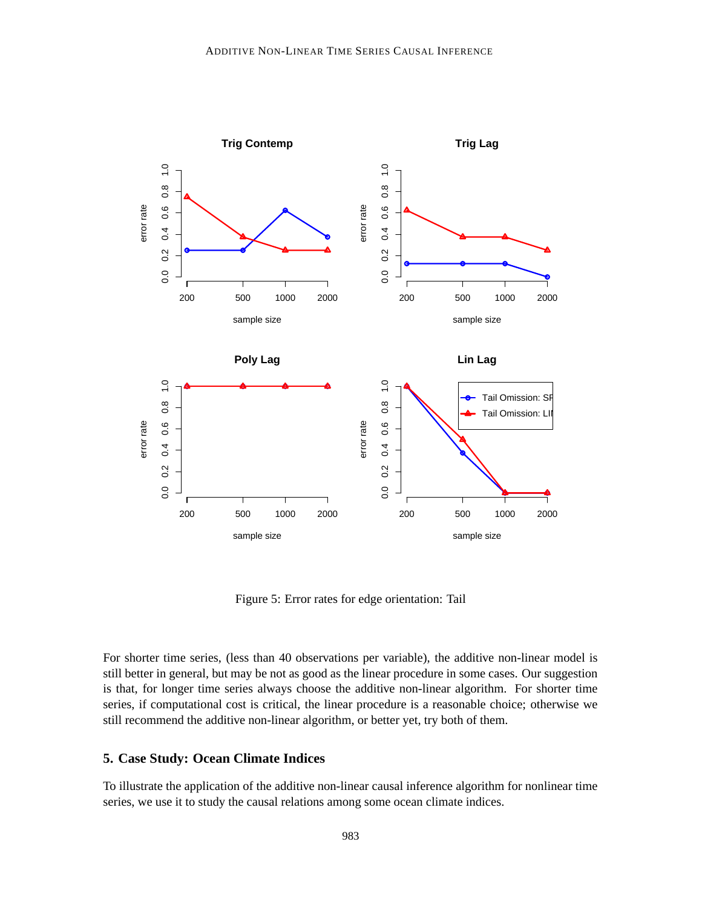Figure 5: Error rates for edge orientation: Tail

For shorter time series, (less than 40 observations per variable), the additive non-linear model is still better in general, but may be not as good as the linear procedure in some cases. Our suggestion is that, for longer time series always choose the additive non-linear algorithm. For shorter time series, if computational cost is critical, the linear procedure is a reasonable choice; otherwise we still recommend the additive non-linear algorithm, or better yet, try both of them.

## 5. Case Study: Ocean Climate Indices

To illustrate the application of the additive non-linear causal inference algorithm for nonlinear time series, we use it to study the causal relations among some ocean climate indices.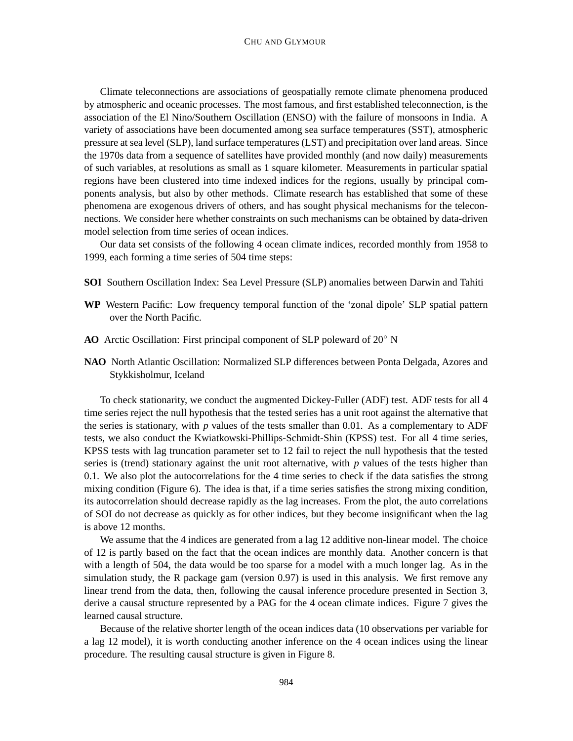Climate teleconnections are associations of geospatially remote climate phenomena produced by atmospheric and oceanic processes. The most famous, and first established teleconnection, is the association of the El Nino/Southern Oscillation (ENSO) with the failure of monsoons in India. A variety of associations have been documented among sea surface temperatures (SST), atmospheric pressure at sea level (SLP), land surface temperatures (LST) and precipitation over land areas. Since the 1970s data from a sequence of satellites have provided monthly (and now daily) measurements of such variables, at resolutions as small as 1 square kilometer. Measurements in particular spatial regions have been clustered into time indexed indices for the regions, usually by principal components analysis, but also by other methods. Climate research has established that some of these phenomena are exogenous drivers of others, and has sought physical mechanisms for the teleconnections. We consider here whether constraints on such mechanisms can be obtained by data-driven model selection from time series of ocean indices.

Our data set consists of the following 4 ocean climate indices, recorded monthly from 1958 to 1999, each forming a time series of 504 time steps:

**SOI** Southern Oscillation Index: Sea Level Pressure (SLP) anomalies between Darwin and Tahiti

**WP** Western Pacific: Low frequency temporal function of the 'zonal dipole' SLP spatial pattern over the North Pacific.

**AO** Arctic Oscillation: First principal component of SLP poleward of $20^\circ$ N

**NAO** North Atlantic Oscillation: Normalized SLP differences between Ponta Delgada, Azores and Stykkisholmur, Iceland

To check stationarity, we conduct the augmented Dickey-Fuller (ADF) test. ADF tests for all 4 time series reject the null hypothesis that the tested series has a unit root against the alternative that the series is stationary, with $p$ values of the tests smaller than 0.01. As a complementary to ADF tests, we also conduct the Kwiatkowski-Phillips-Schmidt-Shin (KPSS) test. For all 4 time series, KPSS tests with lag truncation parameter set to 12 fail to reject the null hypothesis that the tested series is (trend) stationary against the unit root alternative, with $p$ values of the tests higher than 0.1. We also plot the autocorrelations for the 4 time series to check if the data satisfies the strong mixing condition (Figure 6). The idea is that, if a time series satisfies the strong mixing condition, its autocorrelation should decrease rapidly as the lag increases. From the plot, the auto correlations of SOI do not decrease as quickly as for other indices, but they become insignificant when the lag is above 12 months.

We assume that the 4 indices are generated from a lag 12 additive non-linear model. The choice of 12 is partly based on the fact that the ocean indices are monthly data. Another concern is that with a length of 504, the data would be too sparse for a model with a much longer lag. As in the simulation study, the R package gam (version 0.97) is used in this analysis. We first remove any linear trend from the data, then, following the causal inference procedure presented in Section 3, derive a causal structure represented by a PAG for the 4 ocean climate indices. Figure 7 gives the learned causal structure.

Because of the relative shorter length of the ocean indices data (10 observations per variable for a lag 12 model), it is worth conducting another inference on the 4 ocean indices using the linear procedure. The resulting causal structure is given in Figure 8.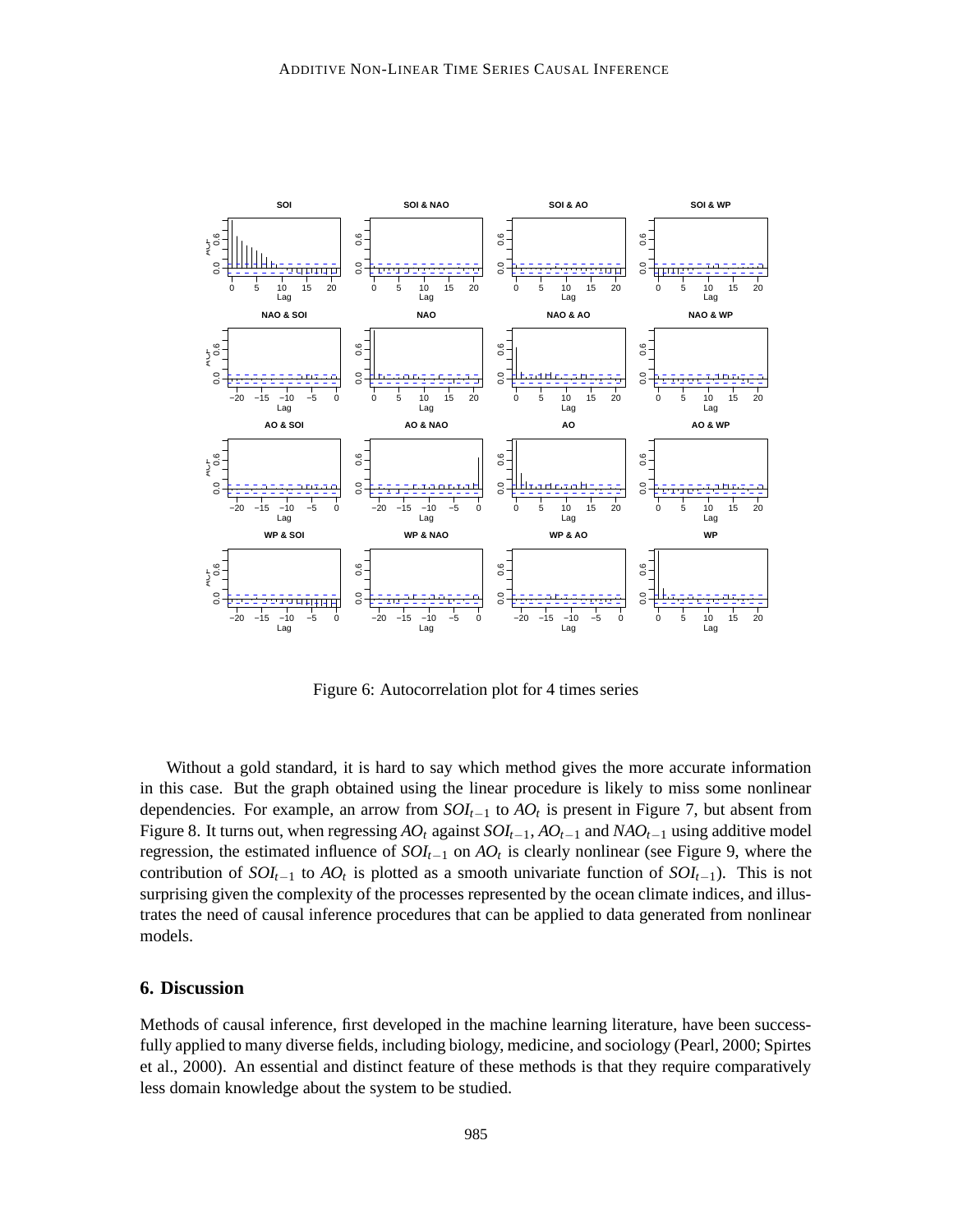Figure 6: Autocorrelation plot for 4 times series

Without a gold standard, it is hard to say which method gives the more accurate information in this case. But the graph obtained using the linear procedure is likely to miss some nonlinear dependencies. For example, an arrow from $SOI_{t-1}$ to $AO_t$ is present in Figure 7, but absent from Figure 8. It turns out, when regressing $AO_t$ against $SOI_{t-1}$, $AO_{t-1}$ and $NAO_{t-1}$ using additive model regression, the estimated influence of $SOI_{t-1}$ on $AO_t$ is clearly nonlinear (see Figure 9, where the contribution of $SOI_{t-1}$ to $AO_t$ is plotted as a smooth univariate function of $SOI_{t-1}$). This is not surprising given the complexity of the processes represented by the ocean climate indices, and illustrates the need of causal inference procedures that can be applied to data generated from nonlinear models.

## 6. Discussion

Methods of causal inference, first developed in the machine learning literature, have been successfully applied to many diverse fields, including biology, medicine, and sociology (Pearl, 2000; Spirtes et al., 2000). An essential and distinct feature of these methods is that they require comparatively less domain knowledge about the system to be studied.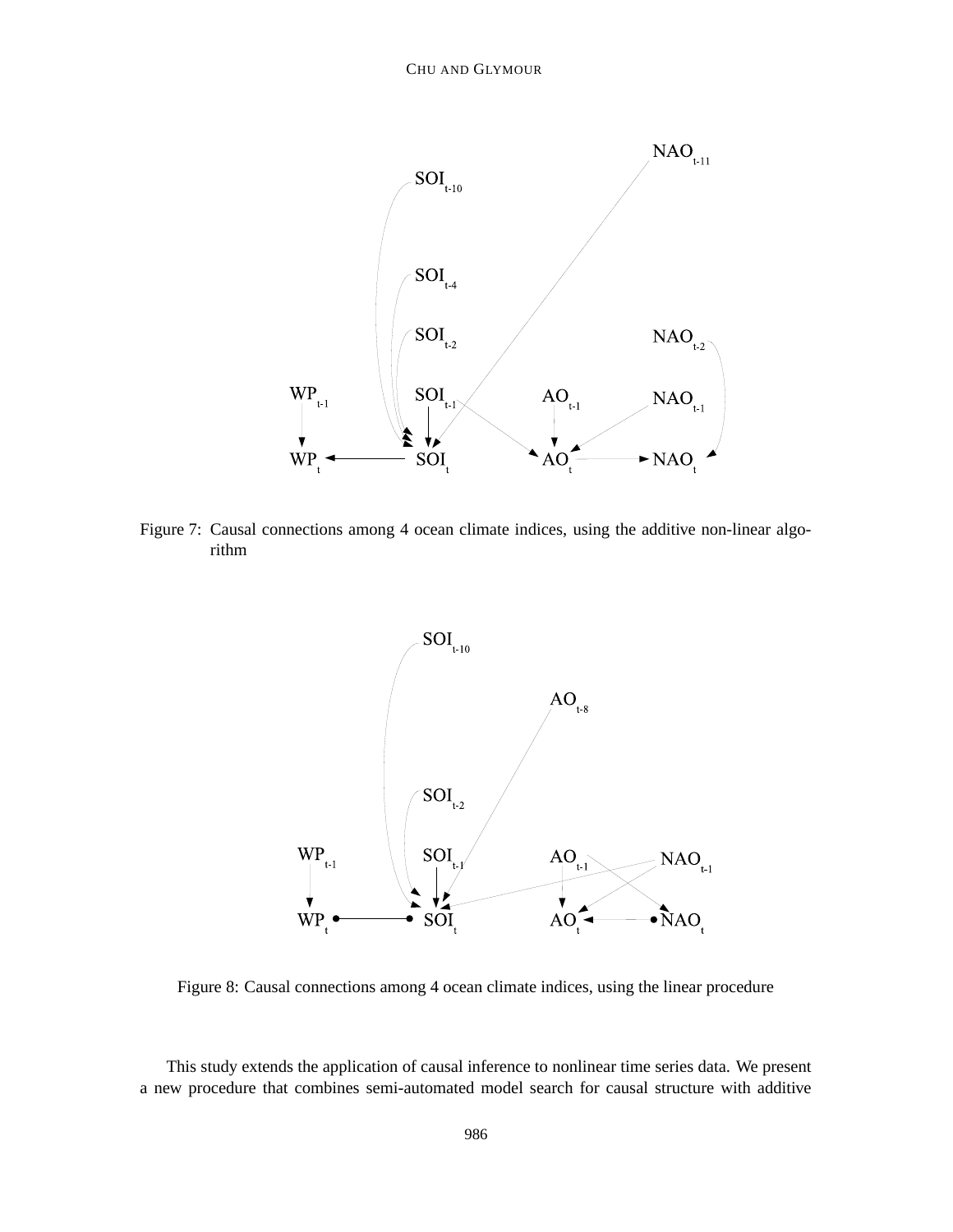Figure 7: Causal connections among 4 ocean climate indices, using the additive non-linear algorithm

Figure 8: Causal connections among 4 ocean climate indices, using the linear procedure

This study extends the application of causal inference to nonlinear time series data. We present a new procedure that combines semi-automated model search for causal structure with additive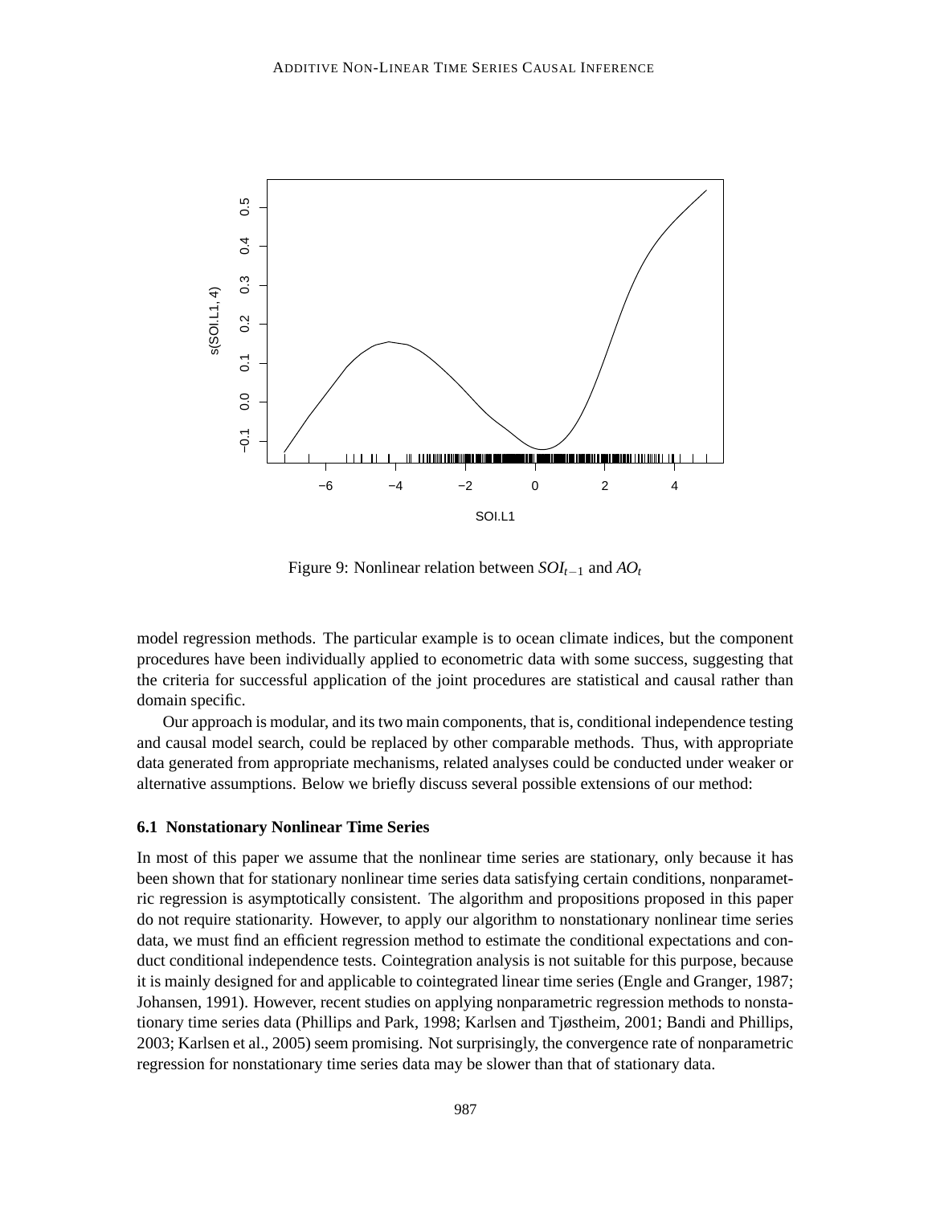Figure 9: Nonlinear relation between $SOI_{t-1}$ and $AO_t$

model regression methods. The particular example is to ocean climate indices, but the component procedures have been individually applied to econometric data with some success, suggesting that the criteria for successful application of the joint procedures are statistical and causal rather than domain specific.

Our approach is modular, and its two main components, that is, conditional independence testing and causal model search, could be replaced by other comparable methods. Thus, with appropriate data generated from appropriate mechanisms, related analyses could be conducted under weaker or alternative assumptions. Below we briefly discuss several possible extensions of our method:

### 6.1 Nonstationary Nonlinear Time Series

In most of this paper we assume that the nonlinear time series are stationary, only because it has been shown that for stationary nonlinear time series data satisfying certain conditions, nonparametric regression is asymptotically consistent. The algorithm and propositions proposed in this paper do not require stationarity. However, to apply our algorithm to nonstationary nonlinear time series data, we must find an efficient regression method to estimate the conditional expectations and conduct conditional independence tests. Cointegration analysis is not suitable for this purpose, because it is mainly designed for and applicable to cointegrated linear time series (Engle and Granger, 1987; Johansen, 1991). However, recent studies on applying nonparametric regression methods to nonstationary time series data (Phillips and Park, 1998; Karlsen and Tjøstheim, 2001; Bandi and Phillips, 2003; Karlsen et al., 2005) seem promising. Not surprisingly, the convergence rate of nonparametric regression for nonstationary time series data may be slower than that of stationary data.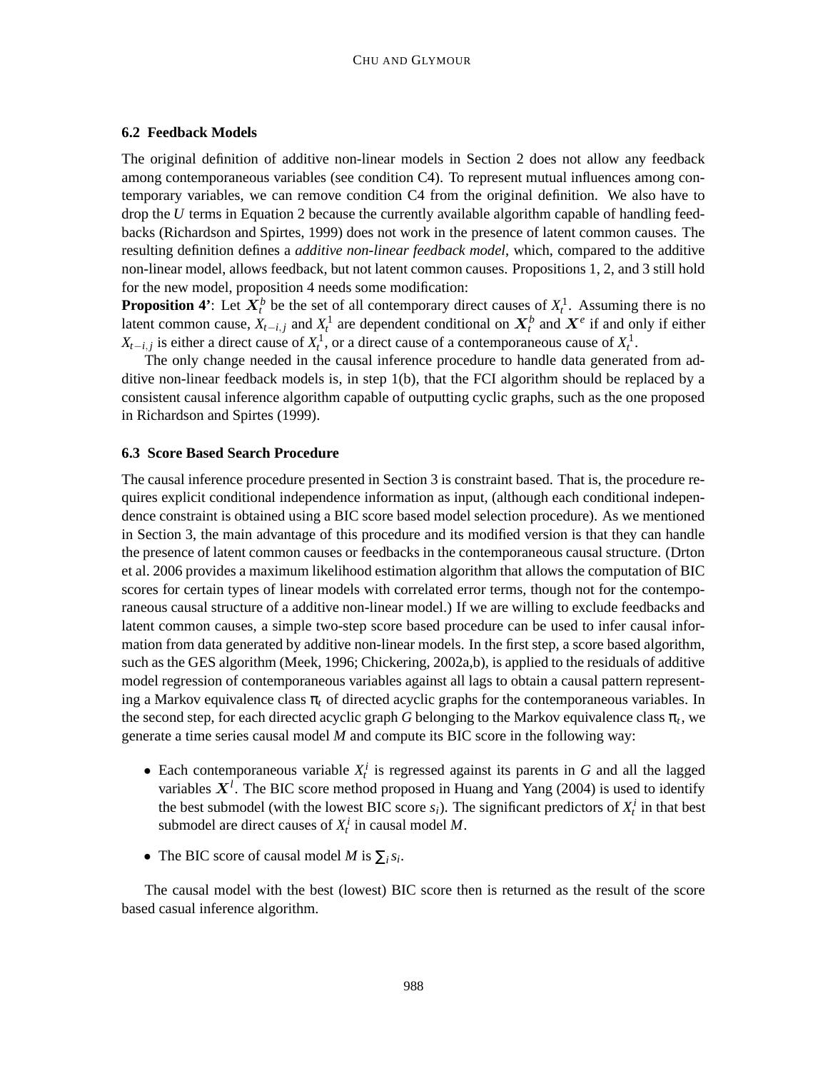### 6.2 Feedback Models

The original definition of additive non-linear models in Section 2 does not allow any feedback among contemporaneous variables (see condition C4). To represent mutual influences among contemporary variables, we can remove condition C4 from the original definition. We also have to drop the $U$ terms in Equation 2 because the currently available algorithm capable of handling feedbacks (Richardson and Spirtes, 1999) does not work in the presence of latent common causes. The resulting definition defines a *additive non-linear feedback model*, which, compared to the additive non-linear model, allows feedback, but not latent common causes. Propositions 1, 2, and 3 still hold for the new model, proposition 4 needs some modification:

**Proposition 4'**: Let $\boldsymbol{X}_t^b$ be the set of all contemporary direct causes of $X_t^1$. Assuming there is no latent common cause, $X_{t-i,j}$ and $X_t^1$ are dependent conditional on $\boldsymbol{X}_t^b$ and $\boldsymbol{X}^e$ if and only if either $X_{t-i,j}$ is either a direct cause of $X_t^1$, or a direct cause of a contemporaneous cause of $X_t^1$.

The only change needed in the causal inference procedure to handle data generated from additive non-linear feedback models is, in step 1(b), that the FCI algorithm should be replaced by a consistent causal inference algorithm capable of outputting cyclic graphs, such as the one proposed in Richardson and Spirtes (1999).

### 6.3 Score Based Search Procedure

The causal inference procedure presented in Section 3 is constraint based. That is, the procedure requires explicit conditional independence information as input, (although each conditional independence constraint is obtained using a BIC score based model selection procedure). As we mentioned in Section 3, the main advantage of this procedure and its modified version is that they can handle the presence of latent common causes or feedbacks in the contemporaneous causal structure. (Drton et al. 2006 provides a maximum likelihood estimation algorithm that allows the computation of BIC scores for certain types of linear models with correlated error terms, though not for the contemporaneous causal structure of a additive non-linear model.) If we are willing to exclude feedbacks and latent common causes, a simple two-step score based procedure can be used to infer causal information from data generated by additive non-linear models. In the first step, a score based algorithm, such as the GES algorithm (Meek, 1996; Chickering, 2002a,b), is applied to the residuals of additive model regression of contemporaneous variables against all lags to obtain a causal pattern representing a Markov equivalence class $\pi_t$ of directed acyclic graphs for the contemporaneous variables. In the second step, for each directed acyclic graph $G$ belonging to the Markov equivalence class $\pi_t$, we generate a time series causal model $M$ and compute its BIC score in the following way:

- Each contemporaneous variable $X_t^i$ is regressed against its parents in $G$ and all the lagged variables $\boldsymbol{X}^l$. The BIC score method proposed in Huang and Yang (2004) is used to identify the best submodel (with the lowest BIC score $s_i$). The significant predictors of $X_t^i$ in that best submodel are direct causes of $X_t^i$ in causal model $M$.
- The BIC score of causal model $M$ is $\sum_i s_i$.

The causal model with the best (lowest) BIC score then is returned as the result of the score based casual inference algorithm.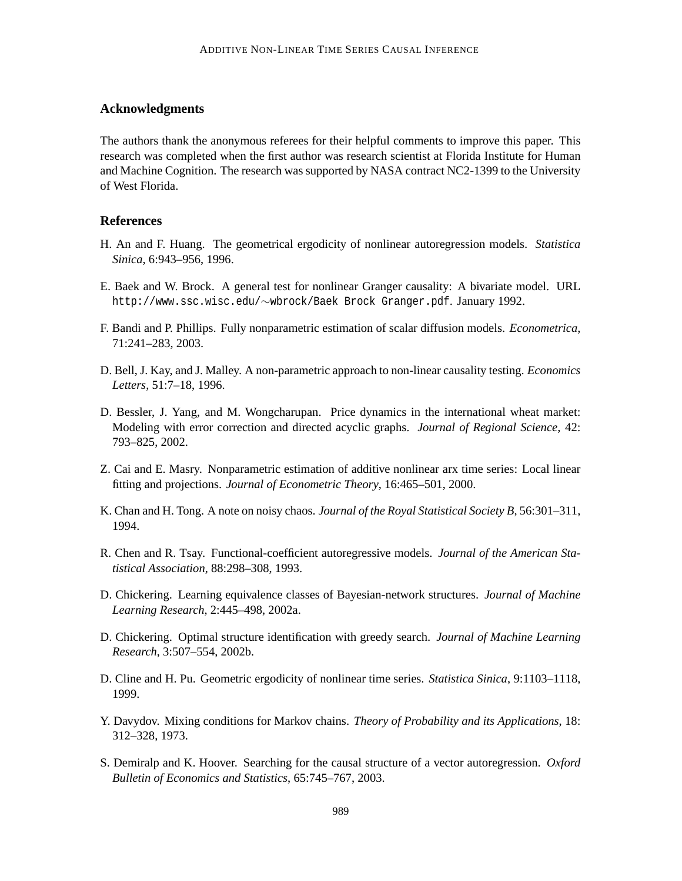## Acknowledgments

The authors thank the anonymous referees for their helpful comments to improve this paper. This research was completed when the first author was research scientist at Florida Institute for Human and Machine Cognition. The research was supported by NASA contract NC2-1399 to the University of West Florida.

## References

H. An and F. Huang. The geometrical ergodicity of nonlinear autoregression models. *Statistica Sinica*, 6:943–956, 1996.

E. Baek and W. Brock. A general test for nonlinear Granger causality: A bivariate model. URL `http://www.ssc.wisc.edu/∼wbrock/Baek Brock Granger.pdf`. January 1992.

F. Bandi and P. Phillips. Fully nonparametric estimation of scalar diffusion models. *Econometrica*, 71:241–283, 2003.

D. Bell, J. Kay, and J. Malley. A non-parametric approach to non-linear causality testing. *Economics Letters*, 51:7–18, 1996.

D. Bessler, J. Yang, and M. Wongcharupan. Price dynamics in the international wheat market: Modeling with error correction and directed acyclic graphs. *Journal of Regional Science*, 42: 793–825, 2002.

Z. Cai and E. Masry. Nonparametric estimation of additive nonlinear arx time series: Local linear fitting and projections. *Journal of Econometric Theory*, 16:465–501, 2000.

K. Chan and H. Tong. A note on noisy chaos. *Journal of the Royal Statistical Society B*, 56:301–311, 1994.

R. Chen and R. Tsay. Functional-coefficient autoregressive models. *Journal of the American Statistical Association*, 88:298–308, 1993.

D. Chickering. Learning equivalence classes of Bayesian-network structures. *Journal of Machine Learning Research*, 2:445–498, 2002a.

D. Chickering. Optimal structure identification with greedy search. *Journal of Machine Learning Research*, 3:507–554, 2002b.

D. Cline and H. Pu. Geometric ergodicity of nonlinear time series. *Statistica Sinica*, 9:1103–1118, 1999.

Y. Davydov. Mixing conditions for Markov chains. *Theory of Probability and its Applications*, 18: 312–328, 1973.

S. Demiralp and K. Hoover. Searching for the causal structure of a vector autoregression. *Oxford Bulletin of Economics and Statistics*, 65:745–767, 2003.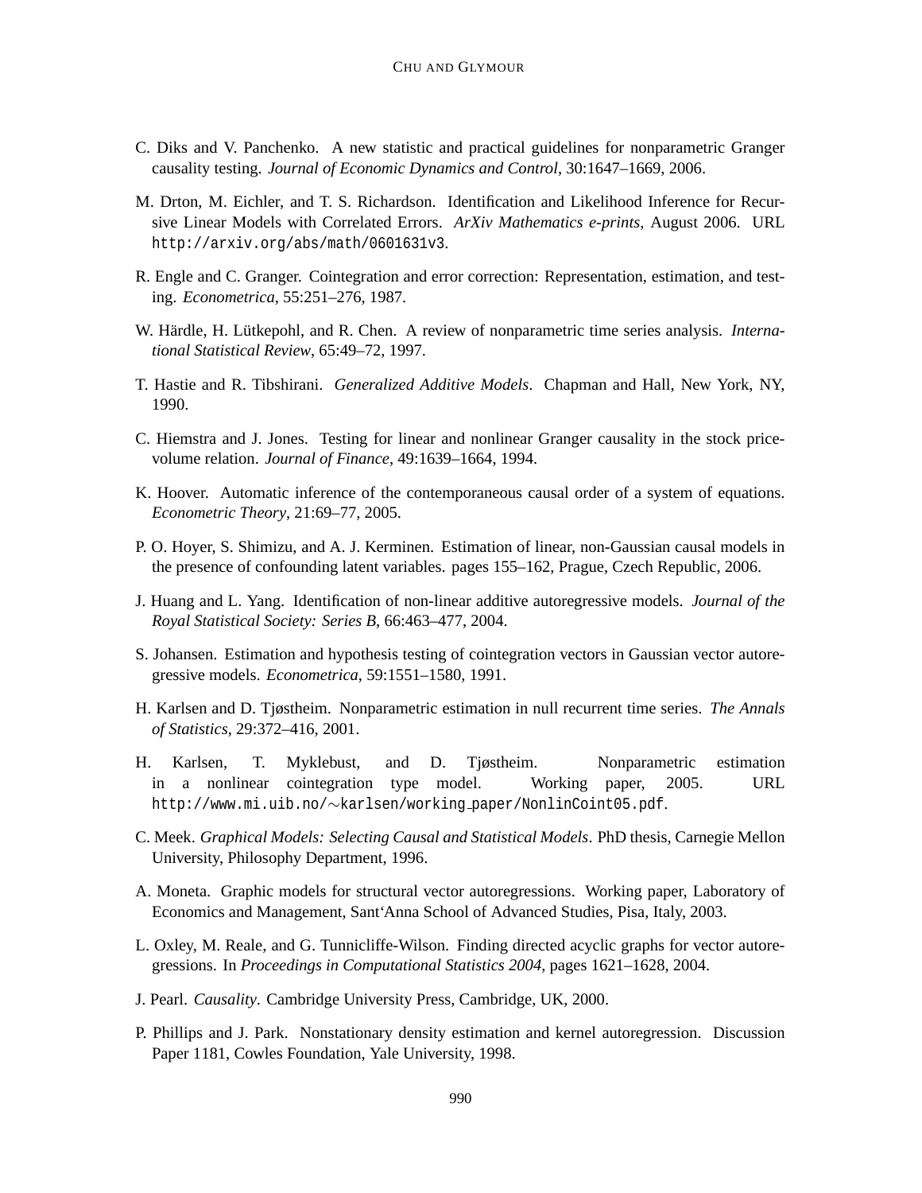C. Diks and V. Panchenko. A new statistic and practical guidelines for nonparametric Granger causality testing. *Journal of Economic Dynamics and Control*, 30:1647–1669, 2006.

M. Drton, M. Eichler, and T. S. Richardson. Identification and Likelihood Inference for Recursive Linear Models with Correlated Errors. *ArXiv Mathematics e-prints*, August 2006. URL http://arxiv.org/abs/math/0601631v3.

R. Engle and C. Granger. Cointegration and error correction: Representation, estimation, and testing. *Econometrica*, 55:251–276, 1987.

W. Härdle, H. Lütkepohl, and R. Chen. A review of nonparametric time series analysis. *International Statistical Review*, 65:49–72, 1997.

T. Hastie and R. Tibshirani. *Generalized Additive Models*. Chapman and Hall, New York, NY, 1990.

C. Hiemstra and J. Jones. Testing for linear and nonlinear Granger causality in the stock price-volume relation. *Journal of Finance*, 49:1639–1664, 1994.

K. Hoover. Automatic inference of the contemporaneous causal order of a system of equations. *Econometric Theory*, 21:69–77, 2005.

P. O. Hoyer, S. Shimizu, and A. J. Kerminen. Estimation of linear, non-Gaussian causal models in the presence of confounding latent variables. pages 155–162, Prague, Czech Republic, 2006.

J. Huang and L. Yang. Identification of non-linear additive autoregressive models. *Journal of the Royal Statistical Society: Series B*, 66:463–477, 2004.

S. Johansen. Estimation and hypothesis testing of cointegration vectors in Gaussian vector autoregressive models. *Econometrica*, 59:1551–1580, 1991.

H. Karlsen and D. Tjøstheim. Nonparametric estimation in null recurrent time series. *The Annals of Statistics*, 29:372–416, 2001.

H. Karlsen, T. Myklebust, and D. Tjøstheim. Nonparametric estimation in a nonlinear cointegration type model. Working paper, 2005. URL http://www.mi.uib.no/∼karlsen/working_paper/NonlinCoint05.pdf.

C. Meek. *Graphical Models: Selecting Causal and Statistical Models*. PhD thesis, Carnegie Mellon University, Philosophy Department, 1996.

A. Moneta. Graphic models for structural vector autoregressions. Working paper, Laboratory of Economics and Management, Sant'Anna School of Advanced Studies, Pisa, Italy, 2003.

L. Oxley, M. Reale, and G. Tunnicliffe-Wilson. Finding directed acyclic graphs for vector autoregressions. In *Proceedings in Computational Statistics 2004*, pages 1621–1628, 2004.

J. Pearl. *Causality*. Cambridge University Press, Cambridge, UK, 2000.

P. Phillips and J. Park. Nonstationary density estimation and kernel autoregression. Discussion Paper 1181, Cowles Foundation, Yale University, 1998.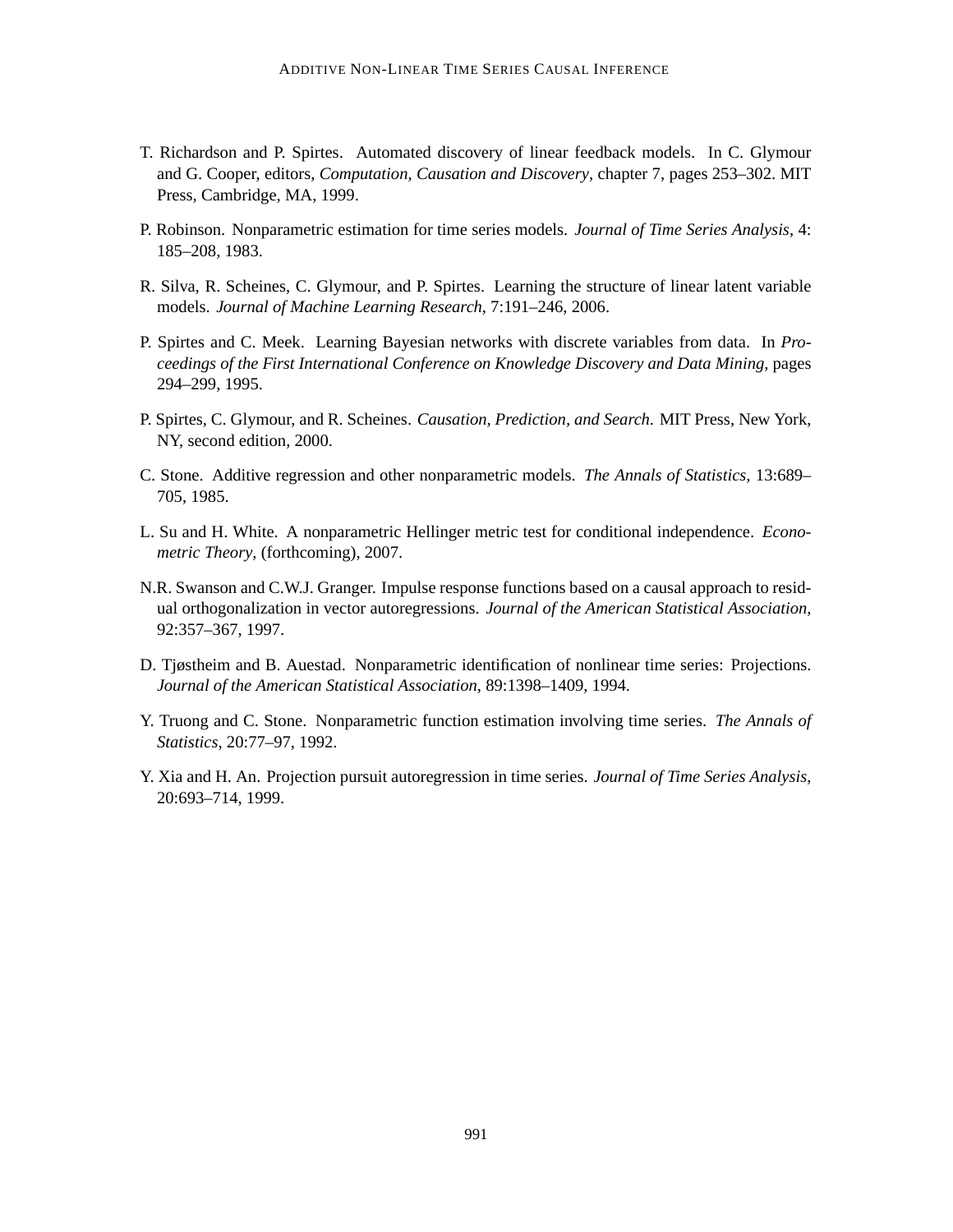T. Richardson and P. Spirtes. Automated discovery of linear feedback models. In C. Glymour and G. Cooper, editors, *Computation, Causation and Discovery*, chapter 7, pages 253–302. MIT Press, Cambridge, MA, 1999.

P. Robinson. Nonparametric estimation for time series models. *Journal of Time Series Analysis*, 4: 185–208, 1983.

R. Silva, R. Scheines, C. Glymour, and P. Spirtes. Learning the structure of linear latent variable models. *Journal of Machine Learning Research*, 7:191–246, 2006.

P. Spirtes and C. Meek. Learning Bayesian networks with discrete variables from data. In *Proceedings of the First International Conference on Knowledge Discovery and Data Mining*, pages 294–299, 1995.

P. Spirtes, C. Glymour, and R. Scheines. *Causation, Prediction, and Search.* MIT Press, New York, NY, second edition, 2000.

C. Stone. Additive regression and other nonparametric models. *The Annals of Statistics*, 13:689–705, 1985.

L. Su and H. White. A nonparametric Hellinger metric test for conditional independence. *Econometric Theory*, (forthcoming), 2007.

N.R. Swanson and C.W.J. Granger. Impulse response functions based on a causal approach to residual orthogonalization in vector autoregressions. *Journal of the American Statistical Association*, 92:357–367, 1997.

D. Tjøstheim and B. Auestad. Nonparametric identification of nonlinear time series: Projections. *Journal of the American Statistical Association*, 89:1398–1409, 1994.

Y. Truong and C. Stone. Nonparametric function estimation involving time series. *The Annals of Statistics*, 20:77–97, 1992.

Y. Xia and H. An. Projection pursuit autoregression in time series. *Journal of Time Series Analysis*, 20:693–714, 1999.